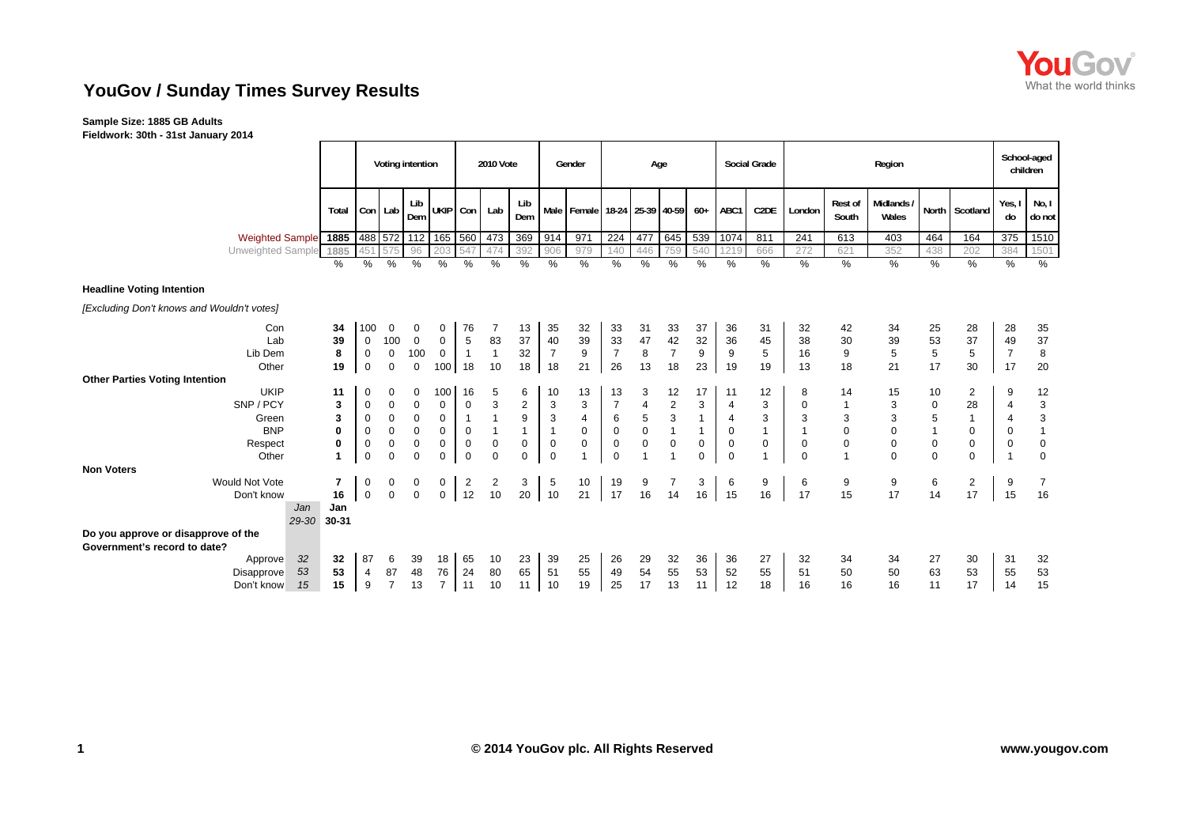# YouGov / Sunday Times Survey Results

**Sample Size: 1885 GB Adults**
**Fieldwork: 30th - 31st January 2014**

| | Jan 29-30 | Total | Voting intention | | | | 2010 Vote | | | Gender | | Age | | | | Social Grade | | Region | | | | | School-aged children | |
|---|---|---|---|---|---|---|---|---|---|---|---|---|---|---|---|---|---|---|---|---|---|---|---|---|
| | | Total | Con | Lab | Lib Dem | UKIP | Con | Lab | Lib Dem | Male | Female | 18-24 | 25-39 | 40-59 | 60+ | ABC1 | C2DE | London | Rest of South | Midlands / Wales | North | Scotland | Yes, I do | No, I do not |
| Weighted Sample | | 1885 | 488 | 572 | 112 | 165 | 560 | 473 | 369 | 914 | 971 | 224 | 477 | 645 | 539 | 1074 | 811 | 241 | 613 | 403 | 464 | 164 | 375 | 1510 |
| Unweighted Sample | | 1885 | 451 | 575 | 96 | 203 | 547 | 474 | 392 | 906 | 979 | 140 | 446 | 759 | 540 | 1219 | 666 | 272 | 621 | 352 | 438 | 202 | 384 | 1501 |
| | | % | % | % | % | % | % | % | % | % | % | % | % | % | % | % | % | % | % | % | % | % | % | % |
| **Headline Voting Intention** | | | | | | | | | | | | | | | | | | | | | | | | |
| *[Excluding Don't knows and Wouldn't votes]* | | | | | | | | | | | | | | | | | | | | | | | | |
| Con | | 34 | 100 | 0 | 0 | 0 | 76 | 7 | 13 | 35 | 32 | 33 | 31 | 33 | 37 | 36 | 31 | 32 | 42 | 34 | 25 | 28 | 28 | 35 |
| Lab | | 39 | 0 | 100 | 0 | 0 | 5 | 83 | 37 | 40 | 39 | 33 | 47 | 42 | 32 | 36 | 45 | 38 | 30 | 39 | 53 | 37 | 49 | 37 |
| Lib Dem | | 8 | 0 | 0 | 100 | 0 | 1 | 1 | 32 | 7 | 9 | 7 | 8 | 7 | 9 | 9 | 5 | 16 | 9 | 5 | 5 | 5 | 7 | 8 |
| Other | | 19 | 0 | 0 | 0 | 100 | 18 | 10 | 18 | 18 | 21 | 26 | 13 | 18 | 23 | 19 | 19 | 13 | 18 | 21 | 17 | 30 | 17 | 20 |
| **Other Parties Voting Intention** | | | | | | | | | | | | | | | | | | | | | | | | |
| UKIP | | 11 | 0 | 0 | 0 | 100 | 16 | 5 | 6 | 10 | 13 | 13 | 3 | 12 | 17 | 11 | 12 | 8 | 14 | 15 | 10 | 2 | 9 | 12 |
| SNP / PCY | | 3 | 0 | 0 | 0 | 0 | 0 | 3 | 2 | 3 | 3 | 7 | 4 | 2 | 3 | 4 | 3 | 0 | 1 | 3 | 0 | 28 | 4 | 3 |
| Green | | 3 | 0 | 0 | 0 | 0 | 1 | 1 | 9 | 3 | 4 | 6 | 5 | 3 | 1 | 4 | 3 | 3 | 3 | 3 | 5 | 1 | 4 | 3 |
| BNP | | 0 | 0 | 0 | 0 | 0 | 0 | 1 | 1 | 1 | 0 | 0 | 0 | 1 | 1 | 0 | 1 | 1 | 0 | 0 | 1 | 0 | 0 | 1 |
| Respect | | 0 | 0 | 0 | 0 | 0 | 0 | 0 | 0 | 0 | 0 | 0 | 0 | 0 | 0 | 0 | 0 | 0 | 0 | 0 | 0 | 0 | 0 | 0 |
| Other | | 1 | 0 | 0 | 0 | 0 | 0 | 0 | 0 | 0 | 1 | 0 | 1 | 1 | 0 | 0 | 1 | 0 | 1 | 0 | 0 | 0 | 1 | 0 |
| **Non Voters** | | | | | | | | | | | | | | | | | | | | | | | | |
| Would Not Vote | | 7 | 0 | 0 | 0 | 0 | 2 | 2 | 3 | 5 | 10 | 19 | 9 | 7 | 3 | 6 | 9 | 6 | 9 | 9 | 6 | 2 | 9 | 7 |
| Don't know | | 16 | 0 | 0 | 0 | 0 | 12 | 10 | 20 | 10 | 21 | 17 | 16 | 14 | 16 | 15 | 16 | 17 | 15 | 17 | 14 | 17 | 15 | 16 |
| | Jan 29-30 | Jan 30-31 | | | | | | | | | | | | | | | | | | | | | | |
| **Do you approve or disapprove of the Government's record to date?** | | | | | | | | | | | | | | | | | | | | | | | | |
| Approve | 32 | 32 | 87 | 6 | 39 | 18 | 65 | 10 | 23 | 39 | 25 | 26 | 29 | 32 | 36 | 36 | 27 | 32 | 34 | 34 | 27 | 30 | 31 | 32 |
| Disapprove | 53 | 53 | 4 | 87 | 48 | 76 | 24 | 80 | 65 | 51 | 55 | 49 | 54 | 55 | 53 | 52 | 55 | 51 | 50 | 50 | 63 | 53 | 55 | 53 |
| Don't know | 15 | 15 | 9 | 7 | 13 | 7 | 11 | 10 | 11 | 10 | 19 | 25 | 17 | 13 | 11 | 12 | 18 | 16 | 16 | 16 | 11 | 17 | 14 | 15 |

© 2014 YouGov plc. All Rights Reserved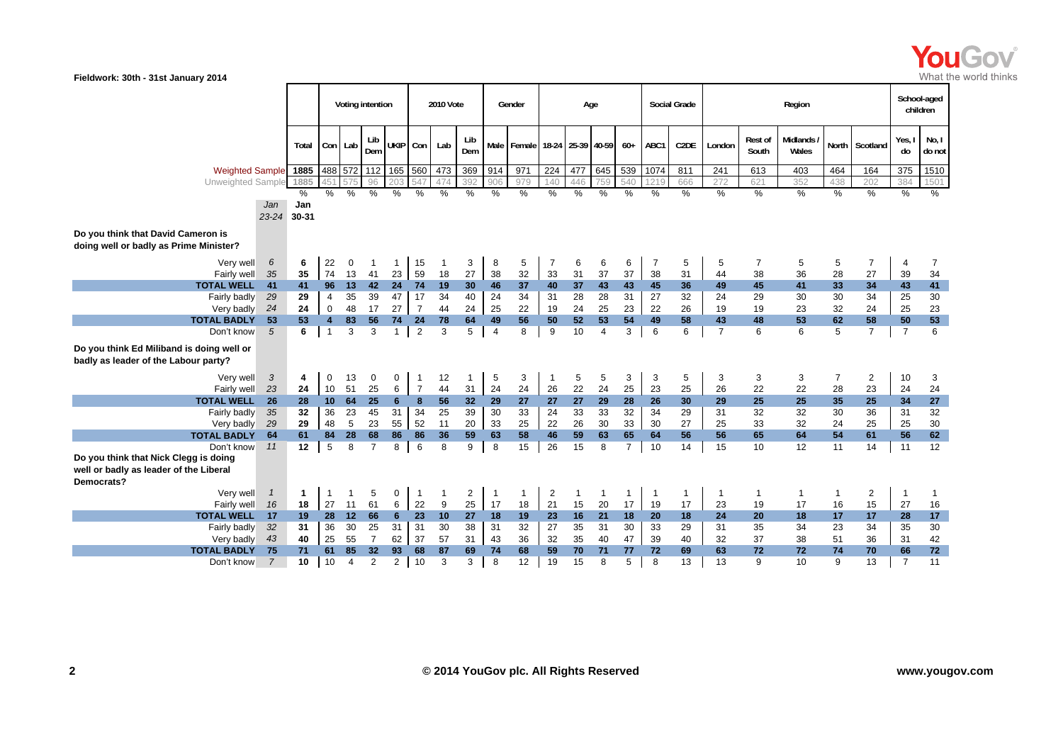Fieldwork: 30th - 31st January 2014

| | Jan 23-24 | Total Jan 30-31 | Voting intention: Con | Lab | Lib Dem | UKIP | 2010 Vote: Con | Lab | Lib Dem | Gender: Male | Female | Age: 18-24 | 25-39 | 40-59 | 60+ | Social Grade: ABC1 | C2DE | Region: London | Rest of South | Midlands / Wales | North | Scotland | School-aged children: Yes, I do | No, I do not |
|---|---|---|---|---|---|---|---|---|---|---|---|---|---|---|---|---|---|---|---|---|---|---|---|---|
| Weighted Sample | | 1885 | 488 | 572 | 112 | 165 | 560 | 473 | 369 | 914 | 971 | 224 | 477 | 645 | 539 | 1074 | 811 | 241 | 613 | 403 | 464 | 164 | 375 | 1510 |
| Unweighted Sample | | 1885 | 451 | 575 | 96 | 203 | 547 | 474 | 392 | 906 | 979 | 140 | 446 | 759 | 540 | 1219 | 666 | 272 | 621 | 352 | 438 | 202 | 384 | 1501 |
| | % | % | % | % | % | % | % | % | % | % | % | % | % | % | % | % | % | % | % | % | % | % | % | % |
| **Do you think that David Cameron is doing well or badly as Prime Minister?** | | | | | | | | | | | | | | | | | | | | | | | | |
| Very well | 6 | 6 | 22 | 0 | 1 | 1 | 15 | 1 | 3 | 8 | 5 | 7 | 6 | 6 | 6 | 7 | 5 | 5 | 7 | 5 | 5 | 7 | 4 | 7 |
| Fairly well | 35 | 35 | 74 | 13 | 41 | 23 | 59 | 18 | 27 | 38 | 32 | 33 | 31 | 37 | 37 | 38 | 31 | 44 | 38 | 36 | 28 | 27 | 39 | 34 |
| **TOTAL WELL** | 41 | 41 | 96 | 13 | 42 | 24 | 74 | 19 | 30 | 46 | 37 | 40 | 37 | 43 | 43 | 45 | 36 | 49 | 45 | 41 | 33 | 34 | 43 | 41 |
| Fairly badly | 29 | 29 | 4 | 35 | 39 | 47 | 17 | 34 | 40 | 24 | 34 | 31 | 28 | 28 | 31 | 27 | 32 | 24 | 29 | 30 | 30 | 34 | 25 | 30 |
| Very badly | 24 | 24 | 0 | 48 | 17 | 27 | 7 | 44 | 24 | 25 | 22 | 19 | 24 | 25 | 23 | 22 | 26 | 19 | 19 | 23 | 32 | 24 | 25 | 23 |
| **TOTAL BADLY** | 53 | 53 | 4 | 83 | 56 | 74 | 24 | 78 | 64 | 49 | 56 | 50 | 52 | 53 | 54 | 49 | 58 | 43 | 48 | 53 | 62 | 58 | 50 | 53 |
| Don't know | 5 | 6 | 1 | 3 | 3 | 1 | 2 | 3 | 5 | 4 | 8 | 9 | 10 | 4 | 3 | 6 | 6 | 7 | 6 | 6 | 5 | 7 | 7 | 6 |
| **Do you think Ed Miliband is doing well or badly as leader of the Labour party?** | | | | | | | | | | | | | | | | | | | | | | | | |
| Very well | 3 | 4 | 0 | 13 | 0 | 0 | 1 | 12 | 1 | 5 | 3 | 1 | 5 | 5 | 3 | 3 | 5 | 3 | 3 | 3 | 7 | 2 | 10 | 3 |
| Fairly well | 23 | 24 | 10 | 51 | 25 | 6 | 7 | 44 | 31 | 24 | 24 | 26 | 22 | 24 | 25 | 23 | 25 | 26 | 22 | 22 | 28 | 23 | 24 | 24 |
| **TOTAL WELL** | 26 | 28 | 10 | 64 | 25 | 6 | 8 | 56 | 32 | 29 | 27 | 27 | 27 | 29 | 28 | 26 | 30 | 29 | 25 | 25 | 35 | 25 | 34 | 27 |
| Fairly badly | 35 | 32 | 36 | 23 | 45 | 31 | 34 | 25 | 39 | 30 | 33 | 24 | 33 | 33 | 32 | 34 | 29 | 31 | 32 | 32 | 30 | 36 | 31 | 32 |
| Very badly | 29 | 29 | 48 | 5 | 23 | 55 | 52 | 11 | 20 | 33 | 25 | 22 | 26 | 30 | 33 | 30 | 27 | 25 | 33 | 32 | 24 | 25 | 25 | 30 |
| **TOTAL BADLY** | 64 | 61 | 84 | 28 | 68 | 86 | 86 | 36 | 59 | 63 | 58 | 46 | 59 | 63 | 65 | 64 | 56 | 56 | 65 | 64 | 54 | 61 | 56 | 62 |
| Don't know | 11 | 12 | 5 | 8 | 7 | 8 | 6 | 8 | 9 | 8 | 15 | 26 | 15 | 8 | 7 | 10 | 14 | 15 | 10 | 12 | 11 | 14 | 11 | 12 |
| **Do you think that Nick Clegg is doing well or badly as leader of the Liberal Democrats?** | | | | | | | | | | | | | | | | | | | | | | | | |
| Very well | 1 | 1 | 1 | 1 | 5 | 0 | 1 | 1 | 2 | 1 | 1 | 2 | 1 | 1 | 1 | 1 | 1 | 1 | 1 | 1 | 1 | 2 | 1 | 1 |
| Fairly well | 16 | 18 | 27 | 11 | 61 | 6 | 22 | 9 | 25 | 17 | 18 | 21 | 15 | 20 | 17 | 19 | 17 | 23 | 19 | 17 | 16 | 15 | 27 | 16 |
| **TOTAL WELL** | 17 | 19 | 28 | 12 | 66 | 6 | 23 | 10 | 27 | 18 | 19 | 23 | 16 | 21 | 18 | 20 | 18 | 24 | 20 | 18 | 17 | 17 | 28 | 17 |
| Fairly badly | 32 | 31 | 36 | 30 | 25 | 31 | 31 | 30 | 38 | 31 | 32 | 27 | 35 | 31 | 30 | 33 | 29 | 31 | 35 | 34 | 23 | 34 | 35 | 30 |
| Very badly | 43 | 40 | 25 | 55 | 7 | 62 | 37 | 57 | 31 | 43 | 36 | 32 | 35 | 40 | 47 | 39 | 40 | 32 | 37 | 38 | 51 | 36 | 31 | 42 |
| **TOTAL BADLY** | 75 | 71 | 61 | 85 | 32 | 93 | 68 | 87 | 69 | 74 | 68 | 59 | 70 | 71 | 77 | 72 | 69 | 63 | 72 | 72 | 74 | 70 | 66 | 72 |
| Don't know | 7 | 10 | 10 | 4 | 2 | 2 | 10 | 3 | 3 | 8 | 12 | 19 | 15 | 8 | 5 | 8 | 13 | 13 | 9 | 10 | 9 | 13 | 7 | 11 |

© 2014 YouGov plc. All Rights Reserved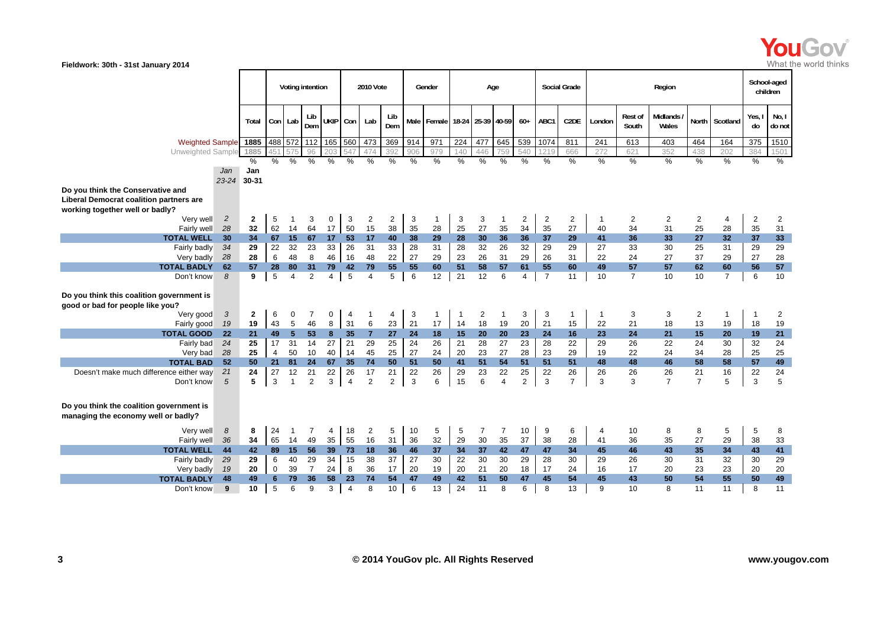Fieldwork: 30th - 31st January 2014

| | Jan 23-24 | Total Jan 30-31 | Voting intention: Con | Lab | Lib Dem | UKIP | 2010 Vote: Con | Lab | Lib Dem | Gender: Male | Female | Age: 18-24 | 25-39 | 40-59 | 60+ | Social Grade: ABC1 | C2DE | Region: London | Rest of South | Midlands / Wales | North | Scotland | School-aged children: Yes, I do | No, I do not |
|---|---|---|---|---|---|---|---|---|---|---|---|---|---|---|---|---|---|---|---|---|---|---|---|---|
| Weighted Sample | | 1885 | 488 | 572 | 112 | 165 | 560 | 473 | 369 | 914 | 971 | 224 | 477 | 645 | 539 | 1074 | 811 | 241 | 613 | 403 | 464 | 164 | 375 | 1510 |
| Unweighted Sample | | 1885 | 451 | 575 | 96 | 203 | 547 | 474 | 392 | 906 | 979 | 140 | 446 | 759 | 540 | 1219 | 666 | 272 | 621 | 352 | 438 | 202 | 384 | 1501 |
| | % | % | % | % | % | % | % | % | % | % | % | % | % | % | % | % | % | % | % | % | % | % | % | % |
| **Do you think the Conservative and Liberal Democrat coalition partners are working together well or badly?** | | | | | | | | | | | | | | | | | | | | | | | | |
| Very well | 2 | 2 | 5 | 1 | 3 | 0 | 3 | 2 | 2 | 3 | 1 | 3 | 3 | 1 | 2 | 2 | 2 | 1 | 2 | 2 | 2 | 4 | 2 | 2 |
| Fairly well | 28 | 32 | 62 | 14 | 64 | 17 | 50 | 15 | 38 | 35 | 28 | 25 | 27 | 35 | 34 | 35 | 27 | 40 | 34 | 31 | 25 | 28 | 35 | 31 |
| **TOTAL WELL** | 30 | 34 | 67 | 15 | 67 | 17 | 53 | 17 | 40 | 38 | 29 | 28 | 30 | 36 | 36 | 37 | 29 | 41 | 36 | 33 | 27 | 32 | 37 | 33 |
| Fairly badly | 34 | 29 | 22 | 32 | 23 | 33 | 26 | 31 | 33 | 28 | 31 | 28 | 32 | 26 | 32 | 29 | 29 | 27 | 33 | 30 | 25 | 31 | 29 | 29 |
| Very badly | 28 | 28 | 6 | 48 | 8 | 46 | 16 | 48 | 22 | 27 | 29 | 23 | 26 | 31 | 29 | 26 | 31 | 22 | 24 | 27 | 37 | 29 | 27 | 28 |
| **TOTAL BADLY** | 62 | 57 | 28 | 80 | 31 | 79 | 42 | 79 | 55 | 55 | 60 | 51 | 58 | 57 | 61 | 55 | 60 | 49 | 57 | 57 | 62 | 60 | 56 | 57 |
| Don't know | 8 | 9 | 5 | 4 | 2 | 4 | 5 | 4 | 5 | 6 | 12 | 21 | 12 | 6 | 4 | 7 | 11 | 10 | 7 | 10 | 10 | 7 | 6 | 10 |
| **Do you think this coalition government is good or bad for people like you?** | | | | | | | | | | | | | | | | | | | | | | | | |
| Very good | 3 | 2 | 6 | 0 | 7 | 0 | 4 | 1 | 4 | 3 | 1 | 1 | 2 | 1 | 3 | 3 | 1 | 1 | 3 | 3 | 2 | 1 | 1 | 2 |
| Fairly good | 19 | 19 | 43 | 5 | 46 | 8 | 31 | 6 | 23 | 21 | 17 | 14 | 18 | 19 | 20 | 21 | 15 | 22 | 21 | 18 | 13 | 19 | 18 | 19 |
| **TOTAL GOOD** | 22 | 21 | 49 | 5 | 53 | 8 | 35 | 7 | 27 | 24 | 18 | 15 | 20 | 20 | 23 | 24 | 16 | 23 | 24 | 21 | 15 | 20 | 19 | 21 |
| Fairly bad | 24 | 25 | 17 | 31 | 14 | 27 | 21 | 29 | 25 | 24 | 26 | 21 | 28 | 27 | 23 | 28 | 22 | 29 | 26 | 22 | 24 | 30 | 32 | 24 |
| Very bad | 28 | 25 | 4 | 50 | 10 | 40 | 14 | 45 | 25 | 27 | 24 | 20 | 23 | 27 | 28 | 23 | 29 | 19 | 22 | 24 | 34 | 28 | 25 | 25 |
| **TOTAL BAD** | 52 | 50 | 21 | 81 | 24 | 67 | 35 | 74 | 50 | 51 | 50 | 41 | 51 | 54 | 51 | 51 | 51 | 48 | 48 | 46 | 58 | 58 | 57 | 49 |
| Doesn't make much difference either way | 21 | 24 | 27 | 12 | 21 | 22 | 26 | 17 | 21 | 22 | 26 | 29 | 23 | 22 | 25 | 22 | 26 | 26 | 26 | 26 | 21 | 16 | 22 | 24 |
| Don't know | 5 | 5 | 3 | 1 | 2 | 3 | 4 | 2 | 2 | 3 | 6 | 15 | 6 | 4 | 2 | 3 | 7 | 3 | 3 | 7 | 7 | 5 | 3 | 5 |
| **Do you think the coalition government is managing the economy well or badly?** | | | | | | | | | | | | | | | | | | | | | | | | |
| Very well | 8 | 8 | 24 | 1 | 7 | 4 | 18 | 2 | 5 | 10 | 5 | 5 | 7 | 7 | 10 | 9 | 6 | 4 | 10 | 8 | 8 | 5 | 5 | 8 |
| Fairly well | 36 | 34 | 65 | 14 | 49 | 35 | 55 | 16 | 31 | 36 | 32 | 29 | 30 | 35 | 37 | 38 | 28 | 41 | 36 | 35 | 27 | 29 | 38 | 33 |
| **TOTAL WELL** | 44 | 42 | 89 | 15 | 56 | 39 | 73 | 18 | 36 | 46 | 37 | 34 | 37 | 42 | 47 | 47 | 34 | 45 | 46 | 43 | 35 | 34 | 43 | 41 |
| Fairly badly | 29 | 29 | 6 | 40 | 29 | 34 | 15 | 38 | 37 | 27 | 30 | 22 | 30 | 30 | 29 | 28 | 30 | 29 | 26 | 30 | 31 | 32 | 30 | 29 |
| Very badly | 19 | 20 | 0 | 39 | 7 | 24 | 8 | 36 | 17 | 20 | 19 | 20 | 21 | 20 | 18 | 17 | 24 | 16 | 17 | 20 | 23 | 23 | 20 | 20 |
| **TOTAL BADLY** | 48 | 49 | 6 | 79 | 36 | 58 | 23 | 74 | 54 | 47 | 49 | 42 | 51 | 50 | 47 | 45 | 54 | 45 | 43 | 50 | 54 | 55 | 50 | 49 |
| Don't know | 9 | 10 | 5 | 6 | 9 | 3 | 4 | 8 | 10 | 6 | 13 | 24 | 11 | 8 | 6 | 8 | 13 | 9 | 10 | 8 | 11 | 11 | 8 | 11 |

© 2014 YouGov plc. All Rights Reserved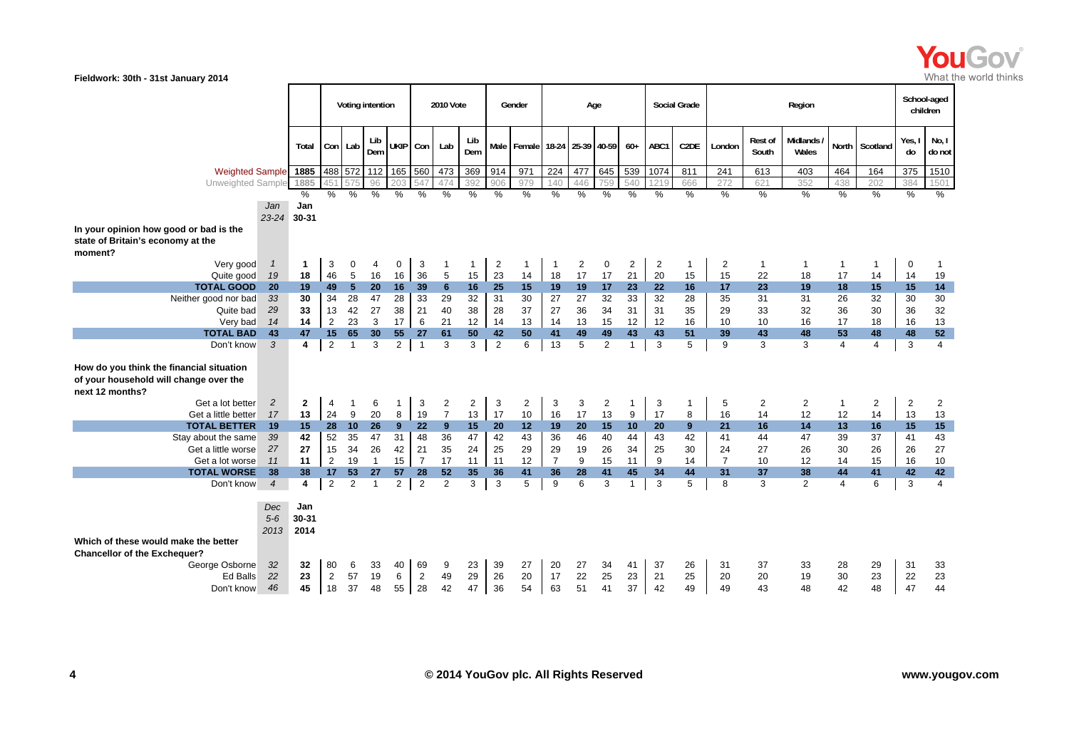Fieldwork: 30th - 31st January 2014

| | | | Voting intention | | | | 2010 Vote | | | Gender | | Age | | | | Social Grade | | Region | | | | | School-aged children | |
|---|---|---|---|---|---|---|---|---|---|---|---|---|---|---|---|---|---|---|---|---|---|---|---|---|
| | | Total | Con | Lab | Lib Dem | UKIP | Con | Lab | Lib Dem | Male | Female | 18-24 | 25-39 | 40-59 | 60+ | ABC1 | C2DE | London | Rest of South | Midlands / Wales | North | Scotland | Yes, I do | No, I do not |
| Weighted Sample | | 1885 | 488 | 572 | 112 | 165 | 560 | 473 | 369 | 914 | 971 | 224 | 477 | 645 | 539 | 1074 | 811 | 241 | 613 | 403 | 464 | 164 | 375 | 1510 |
| Unweighted Sample | | 1885 | 451 | 575 | 96 | 203 | 547 | 474 | 392 | 906 | 979 | 140 | 446 | 759 | 540 | 1219 | 666 | 272 | 621 | 352 | 438 | 202 | 384 | 1501 |
| | Jan 23-24 | Jan 30-31 % | % | % | % | % | % | % | % | % | % | % | % | % | % | % | % | % | % | % | % | % | % | % |
| **In your opinion how good or bad is the state of Britain's economy at the moment?** | | | | | | | | | | | | | | | | | | | | | | | | |
| Very good | 1 | 1 | 3 | 0 | 4 | 0 | 3 | 1 | 1 | 2 | 1 | 1 | 2 | 0 | 2 | 2 | 1 | 2 | 1 | 1 | 1 | 1 | 0 | 1 |
| Quite good | 19 | 18 | 46 | 5 | 16 | 16 | 36 | 5 | 15 | 23 | 14 | 18 | 17 | 17 | 21 | 20 | 15 | 15 | 22 | 18 | 17 | 14 | 14 | 19 |
| **TOTAL GOOD** | **20** | **19** | **49** | **5** | **20** | **16** | **39** | **6** | **16** | **25** | **15** | **19** | **19** | **17** | **23** | **22** | **16** | **17** | **23** | **19** | **18** | **15** | **15** | **14** |
| Neither good nor bad | 33 | 30 | 34 | 28 | 47 | 28 | 33 | 29 | 32 | 31 | 30 | 27 | 27 | 32 | 33 | 32 | 28 | 35 | 31 | 31 | 26 | 32 | 30 | 30 |
| Quite bad | 29 | 33 | 13 | 42 | 27 | 38 | 21 | 40 | 38 | 28 | 37 | 27 | 36 | 34 | 31 | 31 | 35 | 29 | 33 | 32 | 36 | 30 | 36 | 32 |
| Very bad | 14 | 14 | 2 | 23 | 3 | 17 | 6 | 21 | 12 | 14 | 13 | 14 | 13 | 15 | 12 | 12 | 16 | 10 | 10 | 16 | 17 | 18 | 16 | 13 |
| **TOTAL BAD** | **43** | **47** | **15** | **65** | **30** | **55** | **27** | **61** | **50** | **42** | **50** | **41** | **49** | **49** | **43** | **43** | **51** | **39** | **43** | **48** | **53** | **48** | **48** | **52** |
| Don't know | 3 | 4 | 2 | 1 | 3 | 2 | 1 | 3 | 3 | 2 | 6 | 13 | 5 | 2 | 1 | 3 | 5 | 9 | 3 | 3 | 4 | 4 | 3 | 4 |
| **How do you think the financial situation of your household will change over the next 12 months?** | | | | | | | | | | | | | | | | | | | | | | | | |
| Get a lot better | 2 | 2 | 4 | 1 | 6 | 1 | 3 | 2 | 2 | 3 | 2 | 3 | 3 | 2 | 1 | 3 | 1 | 5 | 2 | 2 | 1 | 2 | 2 | 2 |
| Get a little better | 17 | 13 | 24 | 9 | 20 | 8 | 19 | 7 | 13 | 17 | 10 | 16 | 17 | 13 | 9 | 17 | 8 | 16 | 14 | 12 | 12 | 14 | 13 | 13 |
| **TOTAL BETTER** | **19** | **15** | **28** | **10** | **26** | **9** | **22** | **9** | **15** | **20** | **12** | **19** | **20** | **15** | **10** | **20** | **9** | **21** | **16** | **14** | **13** | **16** | **15** | **15** |
| Stay about the same | 39 | 42 | 52 | 35 | 47 | 31 | 48 | 36 | 47 | 42 | 43 | 36 | 46 | 40 | 44 | 43 | 42 | 41 | 44 | 47 | 39 | 37 | 41 | 43 |
| Get a little worse | 27 | 27 | 15 | 34 | 26 | 42 | 21 | 35 | 24 | 25 | 29 | 29 | 19 | 26 | 34 | 25 | 30 | 24 | 27 | 26 | 30 | 26 | 26 | 27 |
| Get a lot worse | 11 | 11 | 2 | 19 | 1 | 15 | 7 | 17 | 11 | 11 | 12 | 7 | 9 | 15 | 11 | 9 | 14 | 7 | 10 | 12 | 14 | 15 | 16 | 10 |
| **TOTAL WORSE** | **38** | **38** | **17** | **53** | **27** | **57** | **28** | **52** | **35** | **36** | **41** | **36** | **28** | **41** | **45** | **34** | **44** | **31** | **37** | **38** | **44** | **41** | **42** | **42** |
| Don't know | 4 | 4 | 2 | 2 | 1 | 2 | 2 | 2 | 3 | 3 | 5 | 9 | 6 | 3 | 1 | 3 | 5 | 8 | 3 | 2 | 4 | 6 | 3 | 4 |
| | Dec 5-6 2013 | Jan 30-31 2014 | | | | | | | | | | | | | | | | | | | | | | |
| **Which of these would make the better Chancellor of the Exchequer?** | | | | | | | | | | | | | | | | | | | | | | | | |
| George Osborne | 32 | 32 | 80 | 6 | 33 | 40 | 69 | 9 | 23 | 39 | 27 | 20 | 27 | 34 | 41 | 37 | 26 | 31 | 37 | 33 | 28 | 29 | 31 | 33 |
| Ed Balls | 22 | 23 | 2 | 57 | 19 | 6 | 2 | 49 | 29 | 26 | 20 | 17 | 22 | 25 | 23 | 21 | 25 | 20 | 20 | 19 | 30 | 23 | 22 | 23 |
| Don't know | 46 | 45 | 18 | 37 | 48 | 55 | 28 | 42 | 47 | 36 | 54 | 63 | 51 | 41 | 37 | 42 | 49 | 49 | 43 | 48 | 42 | 48 | 47 | 44 |

© 2014 YouGov plc. All Rights Reserved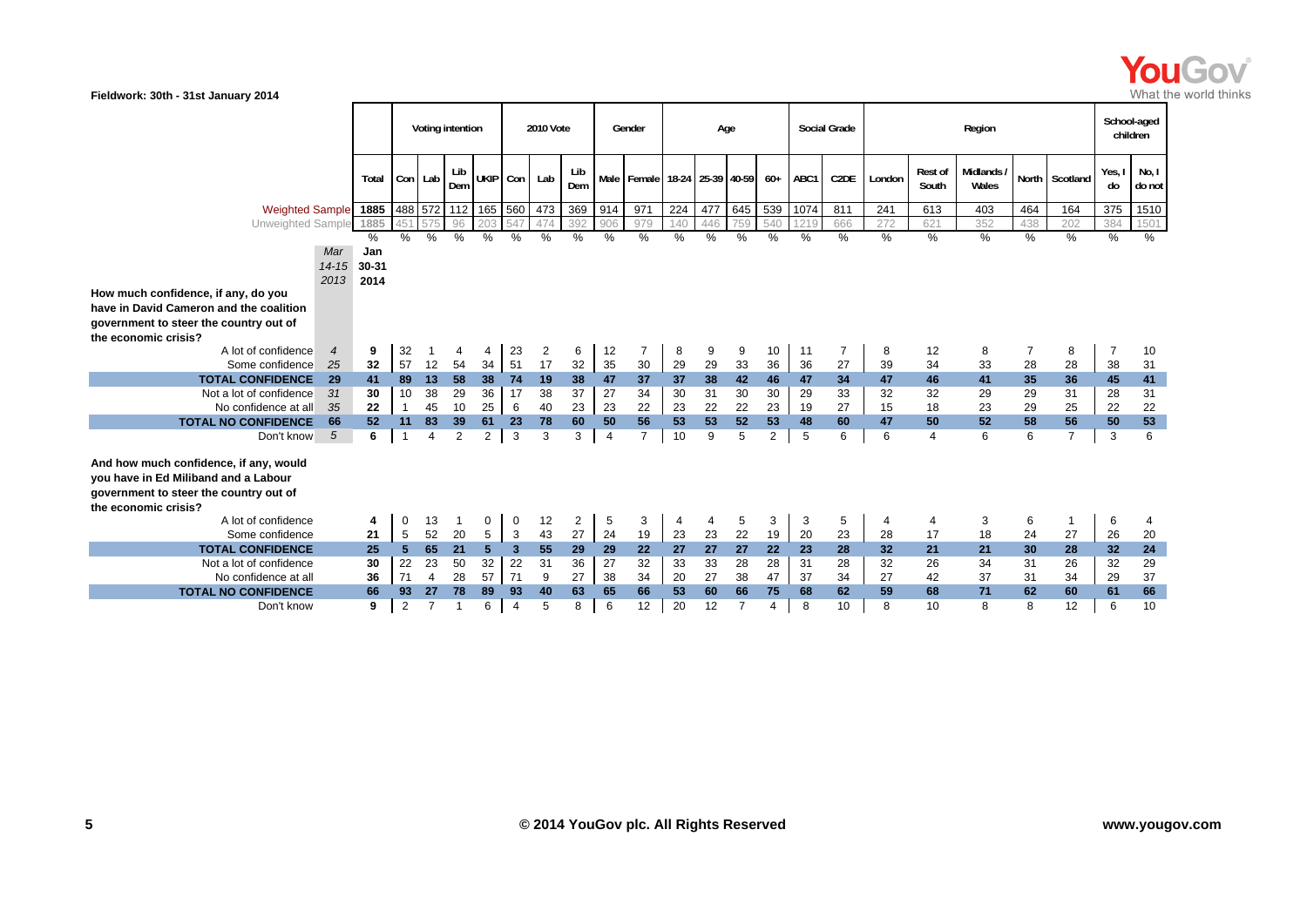Fieldwork: 30th - 31st January 2014

| | Mar 14-15 2013 | Total Jan 30-31 2014 | Voting intention | | | | 2010 Vote | | | Gender | | Age | | | | Social Grade | | Region | | | | | School-aged children | |
|---|---|---|---|---|---|---|---|---|---|---|---|---|---|---|---|---|---|---|---|---|---|---|---|---|
| | | | Con | Lab | Lib Dem | UKIP | Con | Lab | Lib Dem | Male | Female | 18-24 | 25-39 | 40-59 | 60+ | ABC1 | C2DE | London | Rest of South | Midlands / Wales | North | Scotland | Yes, I do | No, I do not |
| Weighted Sample | | 1885 | 488 | 572 | 112 | 165 | 560 | 473 | 369 | 914 | 971 | 224 | 477 | 645 | 539 | 1074 | 811 | 241 | 613 | 403 | 464 | 164 | 375 | 1510 |
| Unweighted Sample | | 1885 | 451 | 575 | 96 | 203 | 547 | 474 | 392 | 906 | 979 | 140 | 446 | 759 | 540 | 1219 | 666 | 272 | 621 | 352 | 438 | 202 | 384 | 1501 |
| | | % | % | % | % | % | % | % | % | % | % | % | % | % | % | % | % | % | % | % | % | % | % | % |
| **How much confidence, if any, do you have in David Cameron and the coalition government to steer the country out of the economic crisis?** | | | | | | | | | | | | | | | | | | | | | | | | |
| A lot of confidence | 4 | 9 | 32 | 1 | 4 | 4 | 23 | 2 | 6 | 12 | 7 | 8 | 9 | 9 | 10 | 11 | 7 | 8 | 12 | 8 | 7 | 8 | 7 | 10 |
| Some confidence | 25 | 32 | 57 | 12 | 54 | 34 | 51 | 17 | 32 | 35 | 30 | 29 | 29 | 33 | 36 | 36 | 27 | 39 | 34 | 33 | 28 | 28 | 38 | 31 |
| **TOTAL CONFIDENCE** | **29** | **41** | **89** | **13** | **58** | **38** | **74** | **19** | **38** | **47** | **37** | **37** | **38** | **42** | **46** | **47** | **34** | **47** | **46** | **41** | **35** | **36** | **45** | **41** |
| Not a lot of confidence | 31 | 30 | 10 | 38 | 29 | 36 | 17 | 38 | 37 | 27 | 34 | 30 | 31 | 30 | 30 | 29 | 33 | 32 | 32 | 29 | 29 | 31 | 28 | 31 |
| No confidence at all | 35 | 22 | 1 | 45 | 10 | 25 | 6 | 40 | 23 | 23 | 22 | 23 | 22 | 22 | 23 | 19 | 27 | 15 | 18 | 23 | 29 | 25 | 22 | 22 |
| **TOTAL NO CONFIDENCE** | **66** | **52** | **11** | **83** | **39** | **61** | **23** | **78** | **60** | **50** | **56** | **53** | **53** | **52** | **53** | **48** | **60** | **47** | **50** | **52** | **58** | **56** | **50** | **53** |
| Don't know | 5 | 6 | 1 | 4 | 2 | 2 | 3 | 3 | 3 | 4 | 7 | 10 | 9 | 5 | 2 | 5 | 6 | 6 | 4 | 6 | 6 | 7 | 3 | 6 |
| **And how much confidence, if any, would you have in Ed Miliband and a Labour government to steer the country out of the economic crisis?** | | | | | | | | | | | | | | | | | | | | | | | | |
| A lot of confidence | | 4 | 0 | 13 | 1 | 0 | 0 | 12 | 2 | 5 | 3 | 4 | 4 | 5 | 3 | 3 | 5 | 4 | 4 | 3 | 6 | 1 | 6 | 4 |
| Some confidence | | 21 | 5 | 52 | 20 | 5 | 3 | 43 | 27 | 24 | 19 | 23 | 23 | 22 | 19 | 20 | 23 | 28 | 17 | 18 | 24 | 27 | 26 | 20 |
| **TOTAL CONFIDENCE** | | **25** | **5** | **65** | **21** | **5** | **3** | **55** | **29** | **29** | **22** | **27** | **27** | **27** | **22** | **23** | **28** | **32** | **21** | **21** | **30** | **28** | **32** | **24** |
| Not a lot of confidence | | 30 | 22 | 23 | 50 | 32 | 22 | 31 | 36 | 27 | 32 | 33 | 33 | 28 | 28 | 31 | 28 | 32 | 26 | 34 | 31 | 26 | 32 | 29 |
| No confidence at all | | 36 | 71 | 4 | 28 | 57 | 71 | 9 | 27 | 38 | 34 | 20 | 27 | 38 | 47 | 37 | 34 | 27 | 42 | 37 | 31 | 34 | 29 | 37 |
| **TOTAL NO CONFIDENCE** | | **66** | **93** | **27** | **78** | **89** | **93** | **40** | **63** | **65** | **66** | **53** | **60** | **66** | **75** | **68** | **62** | **59** | **68** | **71** | **62** | **60** | **61** | **66** |
| Don't know | | 9 | 2 | 7 | 1 | 6 | 4 | 5 | 8 | 6 | 12 | 20 | 12 | 7 | 4 | 8 | 10 | 8 | 10 | 8 | 8 | 12 | 6 | 10 |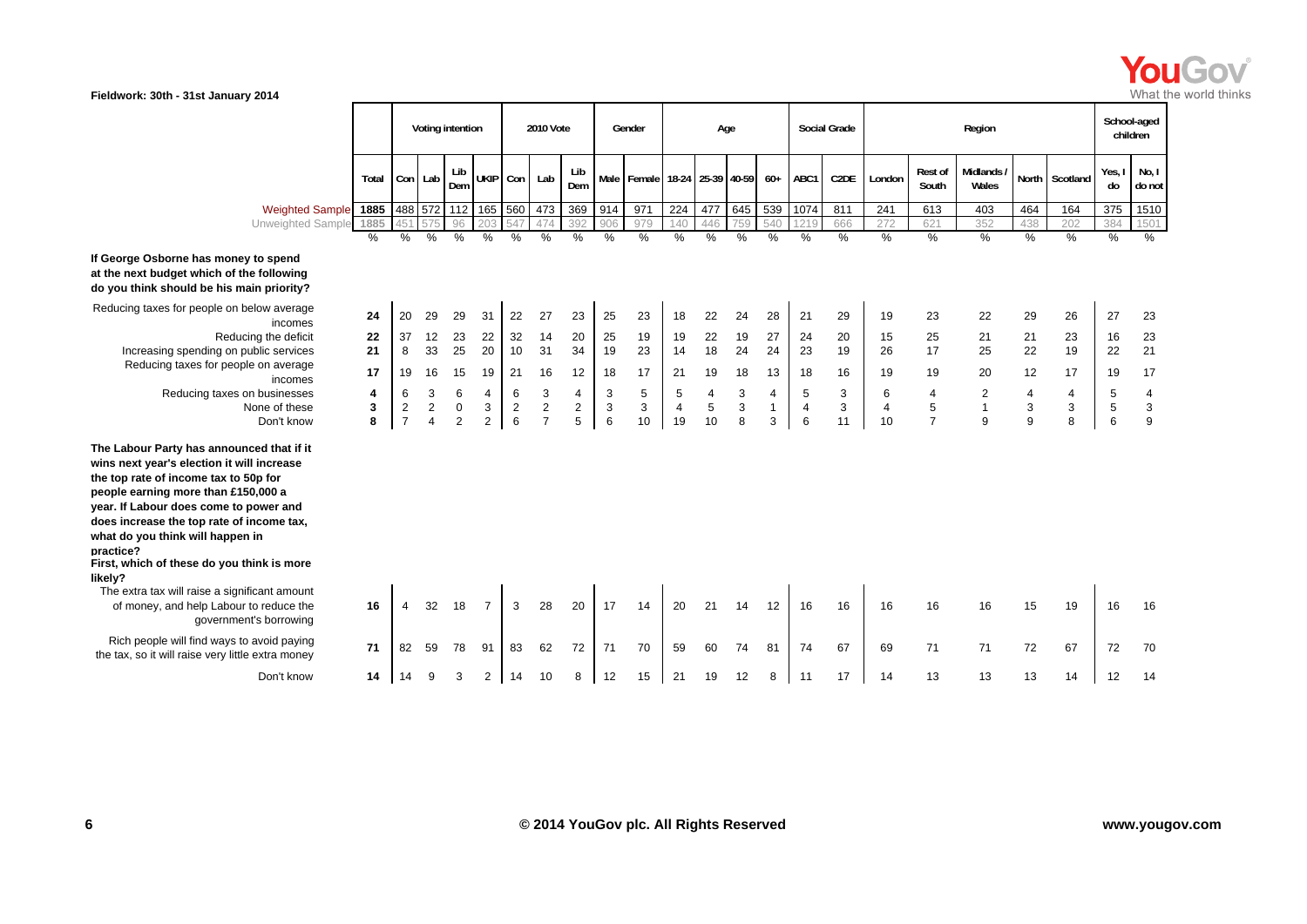Fieldwork: 30th - 31st January 2014

| | Total | Voting intention | | | | 2010 Vote | | | Gender | | Age | | | | Social Grade | | Region | | | | | School-aged children | |
|---|---|---|---|---|---|---|---|---|---|---|---|---|---|---|---|---|---|---|---|---|---|---|---|
| | | Con | Lab | Lib Dem | UKIP | Con | Lab | Lib Dem | Male | Female | 18-24 | 25-39 | 40-59 | 60+ | ABC1 | C2DE | London | Rest of South | Midlands / Wales | North | Scotland | Yes, I do | No, I do not |
| Weighted Sample | 1885 | 488 | 572 | 112 | 165 | 560 | 473 | 369 | 914 | 971 | 224 | 477 | 645 | 539 | 1074 | 811 | 241 | 613 | 403 | 464 | 164 | 375 | 1510 |
| Unweighted Sample | 1885 | 451 | 575 | 96 | 203 | 547 | 474 | 392 | 906 | 979 | 140 | 446 | 759 | 540 | 1219 | 666 | 272 | 621 | 352 | 438 | 202 | 384 | 1501 |
| | % | % | % | % | % | % | % | % | % | % | % | % | % | % | % | % | % | % | % | % | % | % | % |
| **If George Osborne has money to spend at the next budget which of the following do you think should be his main priority?** | | | | | | | | | | | | | | | | | | | | | | | |
| Reducing taxes for people on below average incomes | **24** | 20 | 29 | 29 | 31 | 22 | 27 | 23 | 25 | 23 | 18 | 22 | 24 | 28 | 21 | 29 | 19 | 23 | 22 | 29 | 26 | 27 | 23 |
| Reducing the deficit | **22** | 37 | 12 | 23 | 22 | 32 | 14 | 20 | 25 | 19 | 19 | 22 | 19 | 27 | 24 | 20 | 15 | 25 | 21 | 21 | 23 | 16 | 23 |
| Increasing spending on public services | **21** | 8 | 33 | 25 | 20 | 10 | 31 | 34 | 19 | 23 | 14 | 18 | 24 | 24 | 23 | 19 | 26 | 17 | 25 | 22 | 19 | 22 | 21 |
| Reducing taxes for people on average incomes | **17** | 19 | 16 | 15 | 19 | 21 | 16 | 12 | 18 | 17 | 21 | 19 | 18 | 13 | 18 | 16 | 19 | 19 | 20 | 12 | 17 | 19 | 17 |
| Reducing taxes on businesses | **4** | 6 | 3 | 6 | 4 | 6 | 3 | 4 | 3 | 5 | 5 | 4 | 3 | 4 | 5 | 3 | 6 | 4 | 2 | 4 | 4 | 5 | 4 |
| None of these | **3** | 2 | 2 | 0 | 3 | 2 | 2 | 2 | 3 | 3 | 4 | 5 | 3 | 1 | 4 | 3 | 4 | 5 | 1 | 3 | 3 | 5 | 3 |
| Don't know | **8** | 7 | 4 | 2 | 2 | 6 | 7 | 5 | 6 | 10 | 19 | 10 | 8 | 3 | 6 | 11 | 10 | 7 | 9 | 9 | 8 | 6 | 9 |
| **The Labour Party has announced that if it wins next year's election it will increase the top rate of income tax to 50p for people earning more than £150,000 a year. If Labour does come to power and does increase the top rate of income tax, what do you think will happen in practice? First, which of these do you think is more likely?** | | | | | | | | | | | | | | | | | | | | | | | |
| The extra tax will raise a significant amount of money, and help Labour to reduce the government's borrowing | **16** | 4 | 32 | 18 | 7 | 3 | 28 | 20 | 17 | 14 | 20 | 21 | 14 | 12 | 16 | 16 | 16 | 16 | 16 | 15 | 19 | 16 | 16 |
| Rich people will find ways to avoid paying the tax, so it will raise very little extra money | **71** | 82 | 59 | 78 | 91 | 83 | 62 | 72 | 71 | 70 | 59 | 60 | 74 | 81 | 74 | 67 | 69 | 71 | 71 | 72 | 67 | 72 | 70 |
| Don't know | **14** | 14 | 9 | 3 | 2 | 14 | 10 | 8 | 12 | 15 | 21 | 19 | 12 | 8 | 11 | 17 | 14 | 13 | 13 | 13 | 14 | 12 | 14 |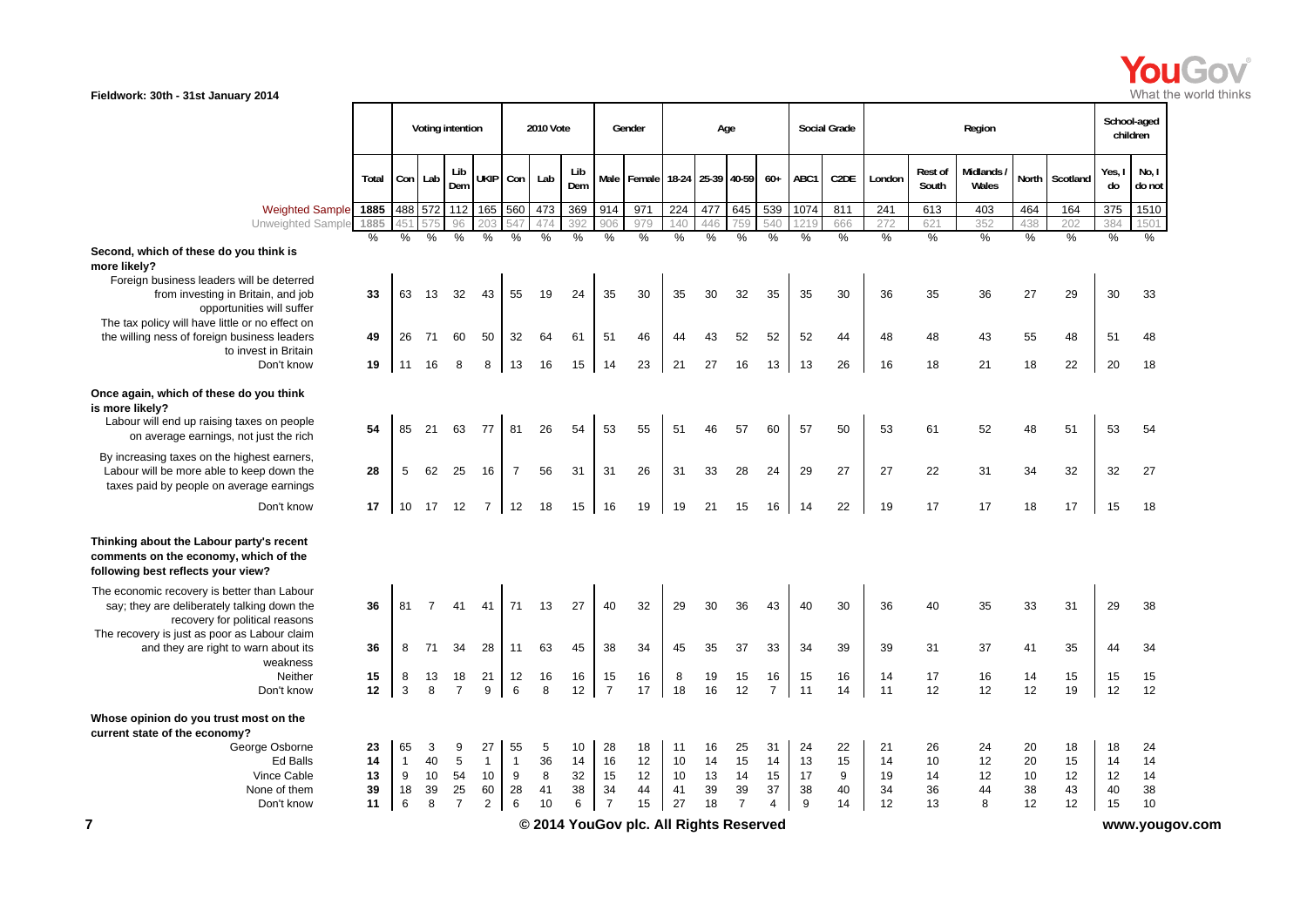**Fieldwork: 30th - 31st January 2014**

| | Total | Voting intention | | | | 2010 Vote | | | Gender | | Age | | | | Social Grade | | Region | | | | | School-aged children | |
|---|---|---|---|---|---|---|---|---|---|---|---|---|---|---|---|---|---|---|---|---|---|---|---|
| | Total | Con | Lab | Lib Dem | UKIP | Con | Lab | Lib Dem | Male | Female | 18-24 | 25-39 | 40-59 | 60+ | ABC1 | C2DE | London | Rest of South | Midlands / Wales | North | Scotland | Yes, I do | No, I do not |
| Weighted Sample | 1885 | 488 | 572 | 112 | 165 | 560 | 473 | 369 | 914 | 971 | 224 | 477 | 645 | 539 | 1074 | 811 | 241 | 613 | 403 | 464 | 164 | 375 | 1510 |
| Unweighted Sample | 1885 | 451 | 575 | 96 | 203 | 547 | 474 | 392 | 906 | 979 | 140 | 446 | 759 | 540 | 1219 | 666 | 272 | 621 | 352 | 438 | 202 | 384 | 1501 |
| | % | % | % | % | % | % | % | % | % | % | % | % | % | % | % | % | % | % | % | % | % | % | % |
| **Second, which of these do you think is more likely?** | | | | | | | | | | | | | | | | | | | | | | | |
| Foreign business leaders will be deterred from investing in Britain, and job opportunities will suffer | 33 | 63 | 13 | 32 | 43 | 55 | 19 | 24 | 35 | 30 | 35 | 30 | 32 | 35 | 35 | 30 | 36 | 35 | 36 | 27 | 29 | 30 | 33 |
| The tax policy will have little or no effect on the willing ness of foreign business leaders to invest in Britain | 49 | 26 | 71 | 60 | 50 | 32 | 64 | 61 | 51 | 46 | 44 | 43 | 52 | 52 | 52 | 44 | 48 | 48 | 43 | 55 | 48 | 51 | 48 |
| Don't know | 19 | 11 | 16 | 8 | 8 | 13 | 16 | 15 | 14 | 23 | 21 | 27 | 16 | 13 | 13 | 26 | 16 | 18 | 21 | 18 | 22 | 20 | 18 |
| **Once again, which of these do you think is more likely?** | | | | | | | | | | | | | | | | | | | | | | | |
| Labour will end up raising taxes on people on average earnings, not just the rich | 54 | 85 | 21 | 63 | 77 | 81 | 26 | 54 | 53 | 55 | 51 | 46 | 57 | 60 | 57 | 50 | 53 | 61 | 52 | 48 | 51 | 53 | 54 |
| By increasing taxes on the highest earners, Labour will be more able to keep down the taxes paid by people on average earnings | 28 | 5 | 62 | 25 | 16 | 7 | 56 | 31 | 31 | 26 | 31 | 33 | 28 | 24 | 29 | 27 | 27 | 22 | 31 | 34 | 32 | 32 | 27 |
| Don't know | 17 | 10 | 17 | 12 | 7 | 12 | 18 | 15 | 16 | 19 | 19 | 21 | 15 | 16 | 14 | 22 | 19 | 17 | 17 | 18 | 17 | 15 | 18 |
| **Thinking about the Labour party's recent comments on the economy, which of the following best reflects your view?** | | | | | | | | | | | | | | | | | | | | | | | |
| The economic recovery is better than Labour say; they are deliberately talking down the recovery for political reasons | 36 | 81 | 7 | 41 | 41 | 71 | 13 | 27 | 40 | 32 | 29 | 30 | 36 | 43 | 40 | 30 | 36 | 40 | 35 | 33 | 31 | 29 | 38 |
| The recovery is just as poor as Labour claim and they are right to warn about its weakness | 36 | 8 | 71 | 34 | 28 | 11 | 63 | 45 | 38 | 34 | 45 | 35 | 37 | 33 | 34 | 39 | 39 | 31 | 37 | 41 | 35 | 44 | 34 |
| Neither | 15 | 8 | 13 | 18 | 21 | 12 | 16 | 16 | 15 | 16 | 8 | 19 | 15 | 16 | 15 | 16 | 14 | 17 | 16 | 14 | 15 | 15 | 15 |
| Don't know | 12 | 3 | 8 | 7 | 9 | 6 | 8 | 12 | 7 | 17 | 18 | 16 | 12 | 7 | 11 | 14 | 11 | 12 | 12 | 12 | 19 | 12 | 12 |
| **Whose opinion do you trust most on the current state of the economy?** | | | | | | | | | | | | | | | | | | | | | | | |
| George Osborne | 23 | 65 | 3 | 9 | 27 | 55 | 5 | 10 | 28 | 18 | 11 | 16 | 25 | 31 | 24 | 22 | 21 | 26 | 24 | 20 | 18 | 18 | 24 |
| Ed Balls | 14 | 1 | 40 | 5 | 1 | 1 | 36 | 14 | 16 | 12 | 10 | 14 | 15 | 14 | 13 | 15 | 14 | 10 | 12 | 20 | 15 | 14 | 14 |
| Vince Cable | 13 | 9 | 10 | 54 | 10 | 9 | 8 | 32 | 15 | 12 | 10 | 13 | 14 | 15 | 17 | 9 | 19 | 14 | 12 | 10 | 12 | 12 | 14 |
| None of them | 39 | 18 | 39 | 25 | 60 | 28 | 41 | 38 | 34 | 44 | 41 | 39 | 39 | 37 | 38 | 40 | 34 | 36 | 44 | 38 | 43 | 40 | 38 |
| Don't know | 11 | 6 | 8 | 7 | 2 | 6 | 10 | 6 | 7 | 15 | 27 | 18 | 7 | 4 | 9 | 14 | 12 | 13 | 8 | 12 | 12 | 15 | 10 |

© 2014 YouGov plc. All Rights Reserved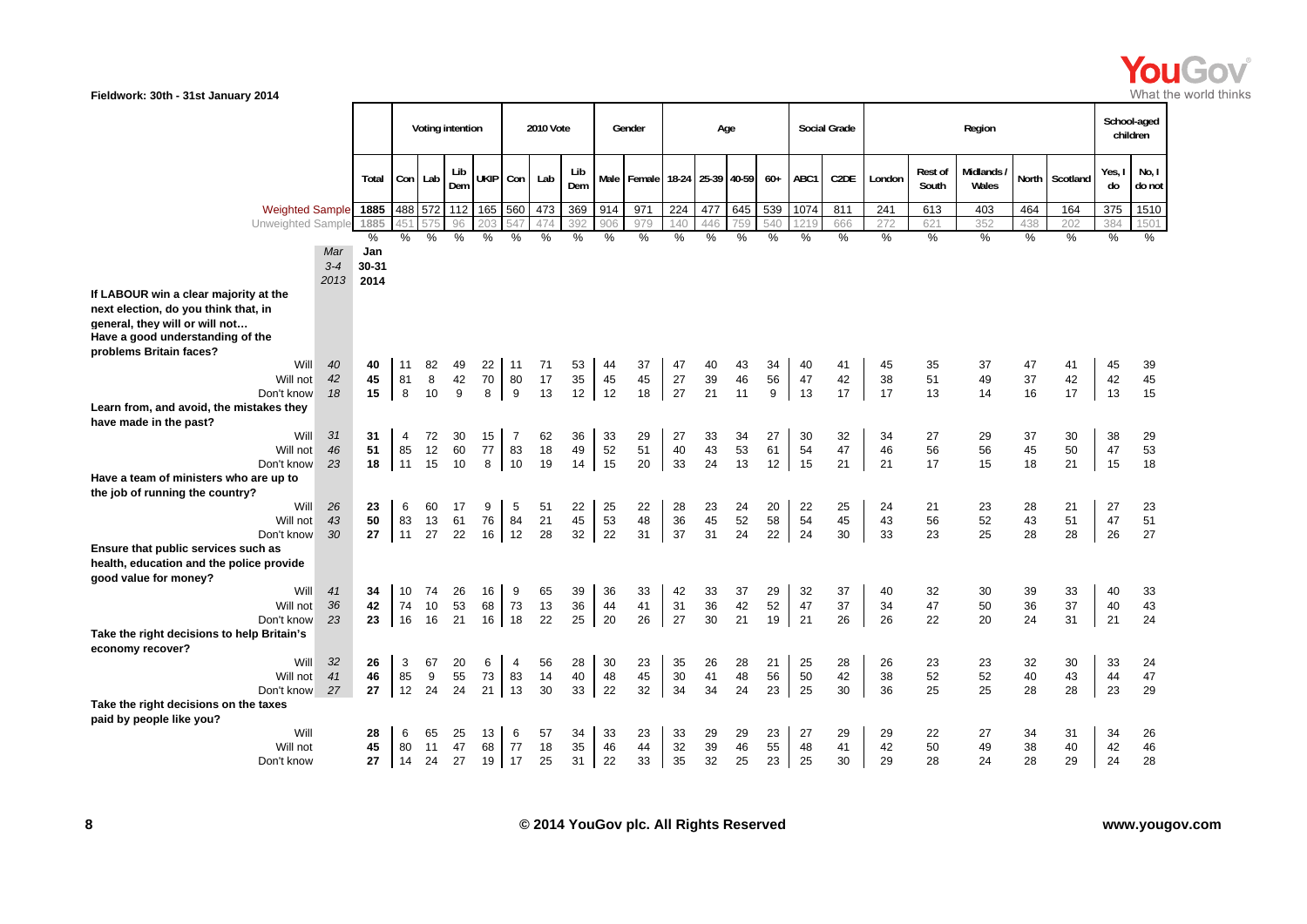Fieldwork: 30th - 31st January 2014

| | Mar 3-4 2013 | Jan 30-31 2014 | Voting intention | | | | 2010 Vote | | | Gender | | Age | | | | Social Grade | | Region | | | | | School-aged children | |
|---|---|---|---|---|---|---|---|---|---|---|---|---|---|---|---|---|---|---|---|---|---|---|---|---|
| | | Total | Con | Lab | Lib Dem | UKIP | Con | Lab | Lib Dem | Male | Female | 18-24 | 25-39 | 40-59 | 60+ | ABC1 | C2DE | London | Rest of South | Midlands / Wales | North | Scotland | Yes, I do | No, I do not |
| Weighted Sample | | 1885 | 488 | 572 | 112 | 165 | 560 | 473 | 369 | 914 | 971 | 224 | 477 | 645 | 539 | 1074 | 811 | 241 | 613 | 403 | 464 | 164 | 375 | 1510 |
| Unweighted Sample | | 1885 | 451 | 575 | 96 | 203 | 547 | 474 | 392 | 906 | 979 | 140 | 446 | 759 | 540 | 1219 | 666 | 272 | 621 | 352 | 438 | 202 | 384 | 1501 |
| | | % | % | % | % | % | % | % | % | % | % | % | % | % | % | % | % | % | % | % | % | % | % | % |
| **If LABOUR win a clear majority at the next election, do you think that, in general, they will or will not… Have a good understanding of the problems Britain faces?** | | | | | | | | | | | | | | | | | | | | | | | | |
| Will | 40 | 40 | 11 | 82 | 49 | 22 | 11 | 71 | 53 | 44 | 37 | 47 | 40 | 43 | 34 | 40 | 41 | 45 | 35 | 37 | 47 | 41 | 45 | 39 |
| Will not | 42 | 45 | 81 | 8 | 42 | 70 | 80 | 17 | 35 | 45 | 45 | 27 | 39 | 46 | 56 | 47 | 42 | 38 | 51 | 49 | 37 | 42 | 42 | 45 |
| Don't know | 18 | 15 | 8 | 10 | 9 | 8 | 9 | 13 | 12 | 12 | 18 | 27 | 21 | 11 | 9 | 13 | 17 | 17 | 13 | 14 | 16 | 17 | 13 | 15 |
| **Learn from, and avoid, the mistakes they have made in the past?** | | | | | | | | | | | | | | | | | | | | | | | | |
| Will | 31 | 31 | 4 | 72 | 30 | 15 | 7 | 62 | 36 | 33 | 29 | 27 | 33 | 34 | 27 | 30 | 32 | 34 | 27 | 29 | 37 | 30 | 38 | 29 |
| Will not | 46 | 51 | 85 | 12 | 60 | 77 | 83 | 18 | 49 | 52 | 51 | 40 | 43 | 53 | 61 | 54 | 47 | 46 | 56 | 56 | 45 | 50 | 47 | 53 |
| Don't know | 23 | 18 | 11 | 15 | 10 | 8 | 10 | 19 | 14 | 15 | 20 | 33 | 24 | 13 | 12 | 15 | 21 | 21 | 17 | 15 | 18 | 21 | 15 | 18 |
| **Have a team of ministers who are up to the job of running the country?** | | | | | | | | | | | | | | | | | | | | | | | | |
| Will | 26 | 23 | 6 | 60 | 17 | 9 | 5 | 51 | 22 | 25 | 22 | 28 | 23 | 24 | 20 | 22 | 25 | 24 | 21 | 23 | 28 | 21 | 27 | 23 |
| Will not | 43 | 50 | 83 | 13 | 61 | 76 | 84 | 21 | 45 | 53 | 48 | 36 | 45 | 52 | 58 | 54 | 45 | 43 | 56 | 52 | 43 | 51 | 47 | 51 |
| Don't know | 30 | 27 | 11 | 27 | 22 | 16 | 12 | 28 | 32 | 22 | 31 | 37 | 31 | 24 | 22 | 24 | 30 | 33 | 23 | 25 | 28 | 28 | 26 | 27 |
| **Ensure that public services such as health, education and the police provide good value for money?** | | | | | | | | | | | | | | | | | | | | | | | | |
| Will | 41 | 34 | 10 | 74 | 26 | 16 | 9 | 65 | 39 | 36 | 33 | 42 | 33 | 37 | 29 | 32 | 37 | 40 | 32 | 30 | 39 | 33 | 40 | 33 |
| Will not | 36 | 42 | 74 | 10 | 53 | 68 | 73 | 13 | 36 | 44 | 41 | 31 | 36 | 42 | 52 | 47 | 37 | 34 | 47 | 50 | 36 | 37 | 40 | 43 |
| Don't know | 23 | 23 | 16 | 16 | 21 | 16 | 18 | 22 | 25 | 20 | 26 | 27 | 30 | 21 | 19 | 21 | 26 | 26 | 22 | 20 | 24 | 31 | 21 | 24 |
| **Take the right decisions to help Britain's economy recover?** | | | | | | | | | | | | | | | | | | | | | | | | |
| Will | 32 | 26 | 3 | 67 | 20 | 6 | 4 | 56 | 28 | 30 | 23 | 35 | 26 | 28 | 21 | 25 | 28 | 26 | 23 | 23 | 32 | 30 | 33 | 24 |
| Will not | 41 | 46 | 85 | 9 | 55 | 73 | 83 | 14 | 40 | 48 | 45 | 30 | 41 | 48 | 56 | 50 | 42 | 38 | 52 | 52 | 40 | 43 | 44 | 47 |
| Don't know | 27 | 27 | 12 | 24 | 24 | 21 | 13 | 30 | 33 | 22 | 32 | 34 | 34 | 24 | 23 | 25 | 30 | 36 | 25 | 25 | 28 | 28 | 23 | 29 |
| **Take the right decisions on the taxes paid by people like you?** | | | | | | | | | | | | | | | | | | | | | | | | |
| Will | | 28 | 6 | 65 | 25 | 13 | 6 | 57 | 34 | 33 | 23 | 33 | 29 | 29 | 23 | 27 | 29 | 29 | 22 | 27 | 34 | 31 | 34 | 26 |
| Will not | | 45 | 80 | 11 | 47 | 68 | 77 | 18 | 35 | 46 | 44 | 32 | 39 | 46 | 55 | 48 | 41 | 42 | 50 | 49 | 38 | 40 | 42 | 46 |
| Don't know | | 27 | 14 | 24 | 27 | 19 | 17 | 25 | 31 | 22 | 33 | 35 | 32 | 25 | 23 | 25 | 30 | 29 | 28 | 24 | 28 | 29 | 24 | 28 |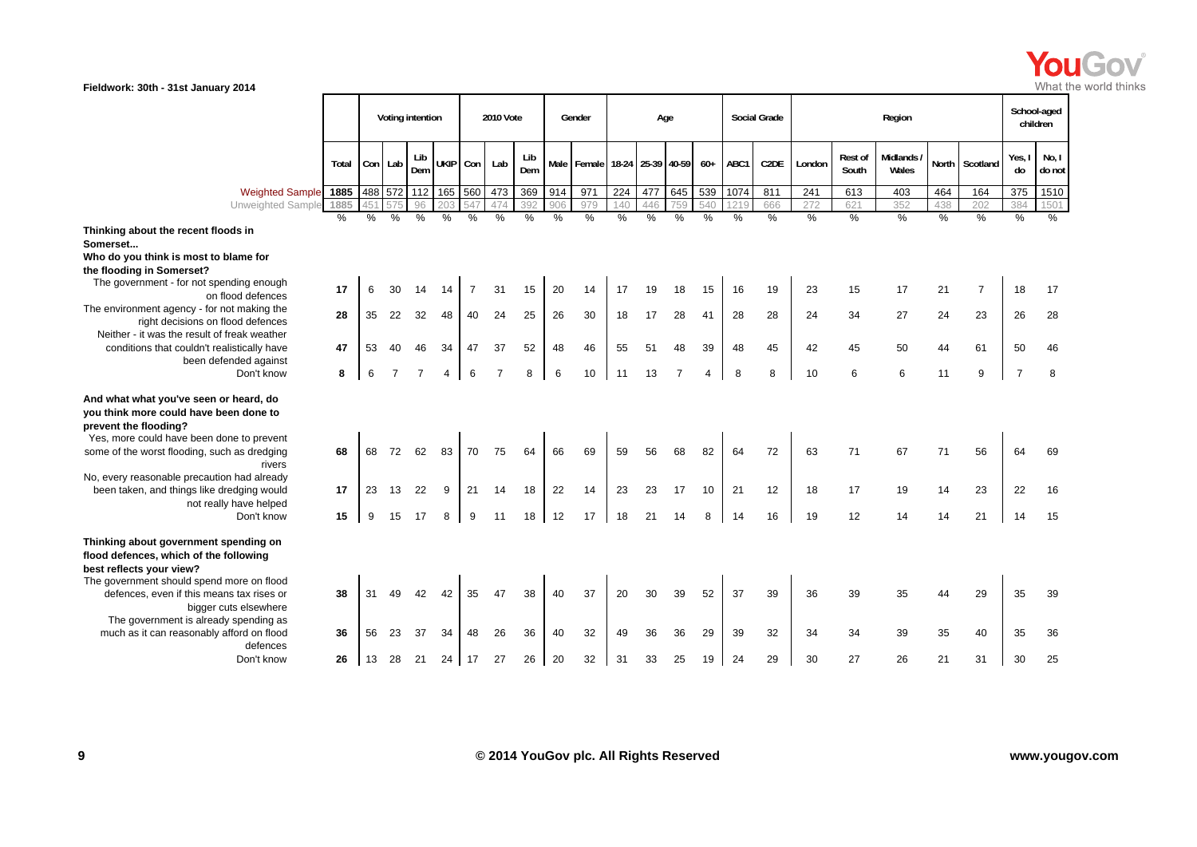Fieldwork: 30th - 31st January 2014

| | Total | Voting intention | | | | 2010 Vote | | | Gender | | Age | | | | Social Grade | | Region | | | | | School-aged children | |
|---|---|---|---|---|---|---|---|---|---|---|---|---|---|---|---|---|---|---|---|---|---|---|---|
| | | Con | Lab | Lib Dem | UKIP | Con | Lab | Lib Dem | Male | Female | 18-24 | 25-39 | 40-59 | 60+ | ABC1 | C2DE | London | Rest of South | Midlands / Wales | North | Scotland | Yes, I do | No, I do not |
| Weighted Sample | 1885 | 488 | 572 | 112 | 165 | 560 | 473 | 369 | 914 | 971 | 224 | 477 | 645 | 539 | 1074 | 811 | 241 | 613 | 403 | 464 | 164 | 375 | 1510 |
| Unweighted Sample | 1885 | 451 | 575 | 96 | 203 | 547 | 474 | 392 | 906 | 979 | 140 | 446 | 759 | 540 | 1219 | 666 | 272 | 621 | 352 | 438 | 202 | 384 | 1501 |
| | % | % | % | % | % | % | % | % | % | % | % | % | % | % | % | % | % | % | % | % | % | % | % |
| **Thinking about the recent floods in Somerset... Who do you think is most to blame for the flooding in Somerset?** | | | | | | | | | | | | | | | | | | | | | | | |
| The government - for not spending enough on flood defences | 17 | 6 | 30 | 14 | 14 | 7 | 31 | 15 | 20 | 14 | 17 | 19 | 18 | 15 | 16 | 19 | 23 | 15 | 17 | 21 | 7 | 18 | 17 |
| The environment agency - for not making the right decisions on flood defences | 28 | 35 | 22 | 32 | 48 | 40 | 24 | 25 | 26 | 30 | 18 | 17 | 28 | 41 | 28 | 28 | 24 | 34 | 27 | 24 | 23 | 26 | 28 |
| Neither - it was the result of freak weather conditions that couldn't realistically have been defended against | 47 | 53 | 40 | 46 | 34 | 47 | 37 | 52 | 48 | 46 | 55 | 51 | 48 | 39 | 48 | 45 | 42 | 45 | 50 | 44 | 61 | 50 | 46 |
| Don't know | 8 | 6 | 7 | 7 | 4 | 6 | 7 | 8 | 6 | 10 | 11 | 13 | 7 | 4 | 8 | 8 | 10 | 6 | 6 | 11 | 9 | 7 | 8 |
| **And what what you've seen or heard, do you think more could have been done to prevent the flooding?** | | | | | | | | | | | | | | | | | | | | | | | |
| Yes, more could have been done to prevent some of the worst flooding, such as dredging rivers | 68 | 68 | 72 | 62 | 83 | 70 | 75 | 64 | 66 | 69 | 59 | 56 | 68 | 82 | 64 | 72 | 63 | 71 | 67 | 71 | 56 | 64 | 69 |
| No, every reasonable precaution had already been taken, and things like dredging would not really have helped | 17 | 23 | 13 | 22 | 9 | 21 | 14 | 18 | 22 | 14 | 23 | 23 | 17 | 10 | 21 | 12 | 18 | 17 | 19 | 14 | 23 | 22 | 16 |
| Don't know | 15 | 9 | 15 | 17 | 8 | 9 | 11 | 18 | 12 | 17 | 18 | 21 | 14 | 8 | 14 | 16 | 19 | 12 | 14 | 14 | 21 | 14 | 15 |
| **Thinking about government spending on flood defences, which of the following best reflects your view?** | | | | | | | | | | | | | | | | | | | | | | | |
| The government should spend more on flood defences, even if this means tax rises or bigger cuts elsewhere | 38 | 31 | 49 | 42 | 42 | 35 | 47 | 38 | 40 | 37 | 20 | 30 | 39 | 52 | 37 | 39 | 36 | 39 | 35 | 44 | 29 | 35 | 39 |
| The government is already spending as much as it can reasonably afford on flood defences | 36 | 56 | 23 | 37 | 34 | 48 | 26 | 36 | 40 | 32 | 49 | 36 | 36 | 29 | 39 | 32 | 34 | 34 | 39 | 35 | 40 | 35 | 36 |
| Don't know | 26 | 13 | 28 | 21 | 24 | 17 | 27 | 26 | 20 | 32 | 31 | 33 | 25 | 19 | 24 | 29 | 30 | 27 | 26 | 21 | 31 | 30 | 25 |

© 2014 YouGov plc. All Rights Reserved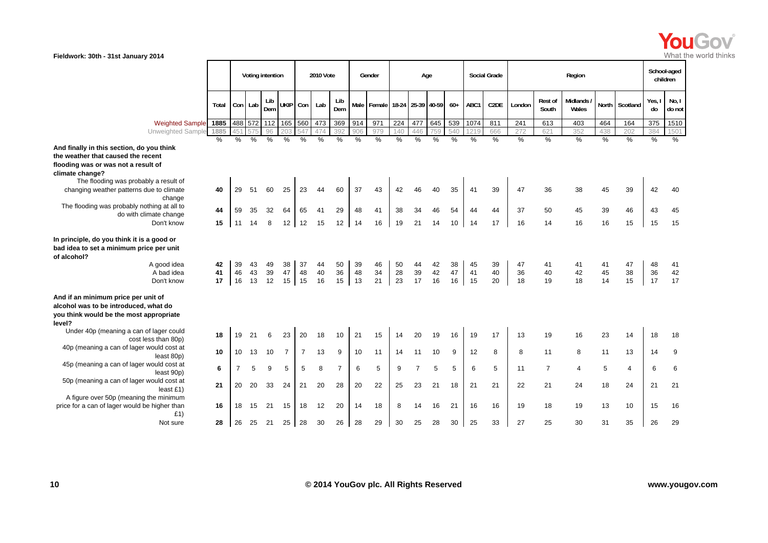**Fieldwork: 30th - 31st January 2014**

| | | Voting intention | | | | 2010 Vote | | | Gender | | Age | | | | Social Grade | | Region | | | | | School-aged children | |
|---|---|---|---|---|---|---|---|---|---|---|---|---|---|---|---|---|---|---|---|---|---|---|---|
| | Total | Con | Lab | Lib Dem | UKIP | Con | Lab | Lib Dem | Male | Female | 18-24 | 25-39 | 40-59 | 60+ | ABC1 | C2DE | London | Rest of South | Midlands / Wales | North | Scotland | Yes, I do | No, I do not |
| Weighted Sample | 1885 | 488 | 572 | 112 | 165 | 560 | 473 | 369 | 914 | 971 | 224 | 477 | 645 | 539 | 1074 | 811 | 241 | 613 | 403 | 464 | 164 | 375 | 1510 |
| Unweighted Sample | 1885 | 451 | 575 | 96 | 203 | 547 | 474 | 392 | 906 | 979 | 140 | 446 | 759 | 540 | 1219 | 666 | 272 | 621 | 352 | 438 | 202 | 384 | 1501 |
| | % | % | % | % | % | % | % | % | % | % | % | % | % | % | % | % | % | % | % | % | % | % | % |
| **And finally in this section, do you think the weather that caused the recent flooding was or was not a result of climate change?** | | | | | | | | | | | | | | | | | | | | | | | |
| The flooding was probably a result of changing weather patterns due to climate change | 40 | 29 | 51 | 60 | 25 | 23 | 44 | 60 | 37 | 43 | 42 | 46 | 40 | 35 | 41 | 39 | 47 | 36 | 38 | 45 | 39 | 42 | 40 |
| The flooding was probably nothing at all to do with climate change | 44 | 59 | 35 | 32 | 64 | 65 | 41 | 29 | 48 | 41 | 38 | 34 | 46 | 54 | 44 | 44 | 37 | 50 | 45 | 39 | 46 | 43 | 45 |
| Don't know | 15 | 11 | 14 | 8 | 12 | 12 | 15 | 12 | 14 | 16 | 19 | 21 | 14 | 10 | 14 | 17 | 16 | 14 | 16 | 16 | 15 | 15 | 15 |
| **In principle, do you think it is a good or bad idea to set a minimum price per unit of alcohol?** | | | | | | | | | | | | | | | | | | | | | | | |
| A good idea | 42 | 39 | 43 | 49 | 38 | 37 | 44 | 50 | 39 | 46 | 50 | 44 | 42 | 38 | 45 | 39 | 47 | 41 | 41 | 41 | 47 | 48 | 41 |
| A bad idea | 41 | 46 | 43 | 39 | 47 | 48 | 40 | 36 | 48 | 34 | 28 | 39 | 42 | 47 | 41 | 40 | 36 | 40 | 42 | 45 | 38 | 36 | 42 |
| Don't know | 17 | 16 | 13 | 12 | 15 | 15 | 16 | 15 | 13 | 21 | 23 | 17 | 16 | 16 | 15 | 20 | 18 | 19 | 18 | 14 | 15 | 17 | 17 |
| **And if an minimum price per unit of alcohol was to be introduced, what do you think would be the most appropriate level?** | | | | | | | | | | | | | | | | | | | | | | | |
| Under 40p (meaning a can of lager could cost less than 80p) | 18 | 19 | 21 | 6 | 23 | 20 | 18 | 10 | 21 | 15 | 14 | 20 | 19 | 16 | 19 | 17 | 13 | 19 | 16 | 23 | 14 | 18 | 18 |
| 40p (meaning a can of lager would cost at least 80p) | 10 | 10 | 13 | 10 | 7 | 7 | 13 | 9 | 10 | 11 | 14 | 11 | 10 | 9 | 12 | 8 | 8 | 11 | 8 | 11 | 13 | 14 | 9 |
| 45p (meaning a can of lager would cost at least 90p) | 6 | 7 | 5 | 9 | 5 | 5 | 8 | 7 | 6 | 5 | 9 | 7 | 5 | 5 | 6 | 5 | 11 | 7 | 4 | 5 | 4 | 6 | 6 |
| 50p (meaning a can of lager would cost at least £1) | 21 | 20 | 20 | 33 | 24 | 21 | 20 | 28 | 20 | 22 | 25 | 23 | 21 | 18 | 21 | 21 | 22 | 21 | 24 | 18 | 24 | 21 | 21 |
| A figure over 50p (meaning the minimum price for a can of lager would be higher than £1) | 16 | 18 | 15 | 21 | 15 | 18 | 12 | 20 | 14 | 18 | 8 | 14 | 16 | 21 | 16 | 16 | 19 | 18 | 19 | 13 | 10 | 15 | 16 |
| Not sure | 28 | 26 | 25 | 21 | 25 | 28 | 30 | 26 | 28 | 29 | 30 | 25 | 28 | 30 | 25 | 33 | 27 | 25 | 30 | 31 | 35 | 26 | 29 |

© 2014 YouGov plc. All Rights Reserved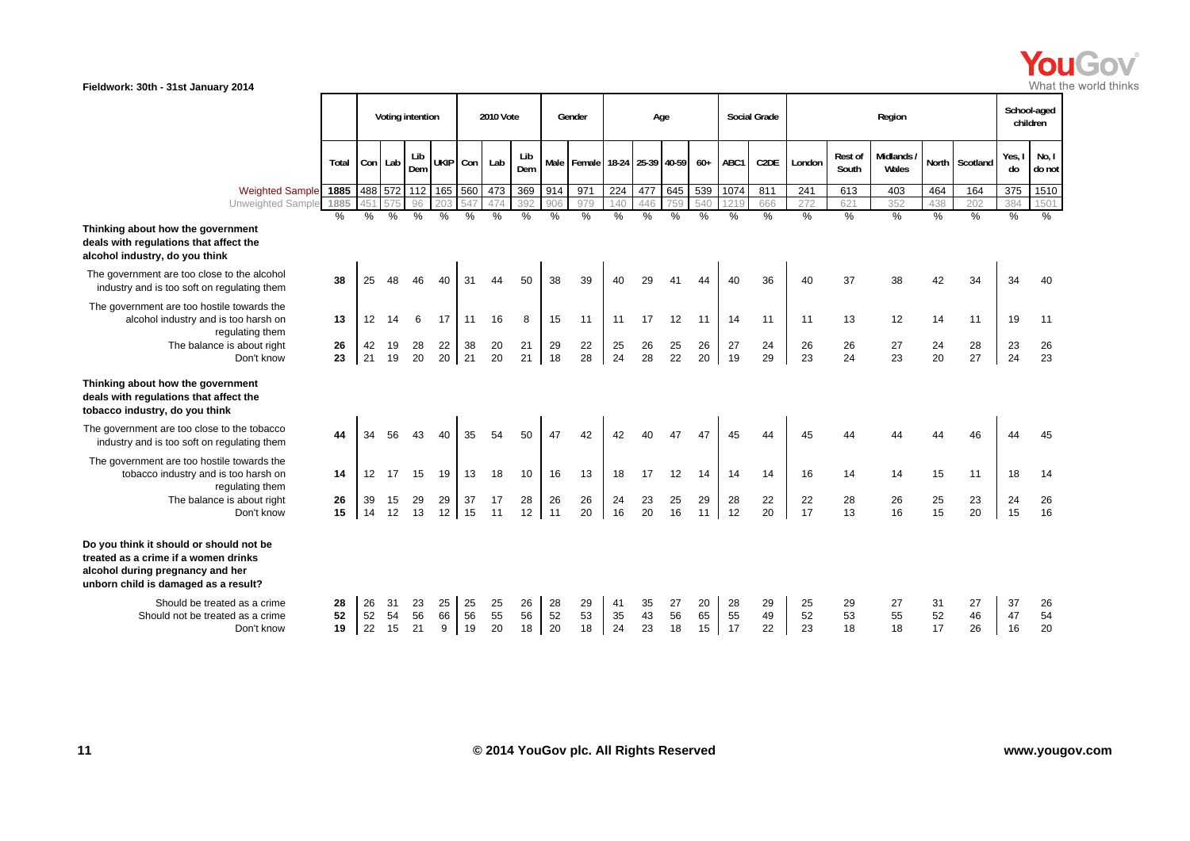Fieldwork: 30th - 31st January 2014

| | Total | Voting intention | | | | 2010 Vote | | | Gender | | Age | | | | Social Grade | | Region | | | | | School-aged children | |
|---|---|---|---|---|---|---|---|---|---|---|---|---|---|---|---|---|---|---|---|---|---|---|---|
| | Total | Con | Lab | Lib Dem | UKIP | Con | Lab | Lib Dem | Male | Female | 18-24 | 25-39 | 40-59 | 60+ | ABC1 | C2DE | London | Rest of South | Midlands / Wales | North | Scotland | Yes, I do | No, I do not |
| Weighted Sample | 1885 | 488 | 572 | 112 | 165 | 560 | 473 | 369 | 914 | 971 | 224 | 477 | 645 | 539 | 1074 | 811 | 241 | 613 | 403 | 464 | 164 | 375 | 1510 |
| Unweighted Sample | 1885 | 451 | 575 | 96 | 203 | 547 | 474 | 392 | 906 | 979 | 140 | 446 | 759 | 540 | 1219 | 666 | 272 | 621 | 352 | 438 | 202 | 384 | 1501 |
| | % | % | % | % | % | % | % | % | % | % | % | % | % | % | % | % | % | % | % | % | % | % | % |
| **Thinking about how the government deals with regulations that affect the alcohol industry, do you think** | | | | | | | | | | | | | | | | | | | | | | | |
| The government are too close to the alcohol industry and is too soft on regulating them | 38 | 25 | 48 | 46 | 40 | 31 | 44 | 50 | 38 | 39 | 40 | 29 | 41 | 44 | 40 | 36 | 40 | 37 | 38 | 42 | 34 | 34 | 40 |
| The government are too hostile towards the alcohol industry and is too harsh on regulating them | 13 | 12 | 14 | 6 | 17 | 11 | 16 | 8 | 15 | 11 | 11 | 17 | 12 | 11 | 14 | 11 | 11 | 13 | 12 | 14 | 11 | 19 | 11 |
| The balance is about right | 26 | 42 | 19 | 28 | 22 | 38 | 20 | 21 | 29 | 22 | 25 | 26 | 25 | 26 | 27 | 24 | 26 | 26 | 27 | 24 | 28 | 23 | 26 |
| Don't know | 23 | 21 | 19 | 20 | 20 | 21 | 20 | 21 | 18 | 28 | 24 | 28 | 22 | 20 | 19 | 29 | 23 | 24 | 23 | 20 | 27 | 24 | 23 |
| **Thinking about how the government deals with regulations that affect the tobacco industry, do you think** | | | | | | | | | | | | | | | | | | | | | | | |
| The government are too close to the tobacco industry and is too soft on regulating them | 44 | 34 | 56 | 43 | 40 | 35 | 54 | 50 | 47 | 42 | 42 | 40 | 47 | 47 | 45 | 44 | 45 | 44 | 44 | 44 | 46 | 44 | 45 |
| The government are too hostile towards the tobacco industry and is too harsh on regulating them | 14 | 12 | 17 | 15 | 19 | 13 | 18 | 10 | 16 | 13 | 18 | 17 | 12 | 14 | 14 | 14 | 16 | 14 | 14 | 15 | 11 | 18 | 14 |
| The balance is about right | 26 | 39 | 15 | 29 | 29 | 37 | 17 | 28 | 26 | 26 | 24 | 23 | 25 | 29 | 28 | 22 | 22 | 28 | 26 | 25 | 23 | 24 | 26 |
| Don't know | 15 | 14 | 12 | 13 | 12 | 15 | 11 | 12 | 11 | 20 | 16 | 20 | 16 | 11 | 12 | 20 | 17 | 13 | 16 | 15 | 20 | 15 | 16 |
| **Do you think it should or should not be treated as a crime if a women drinks alcohol during pregnancy and her unborn child is damaged as a result?** | | | | | | | | | | | | | | | | | | | | | | | |
| Should be treated as a crime | 28 | 26 | 31 | 23 | 25 | 25 | 25 | 26 | 28 | 29 | 41 | 35 | 27 | 20 | 28 | 29 | 25 | 29 | 27 | 31 | 27 | 37 | 26 |
| Should not be treated as a crime | 52 | 52 | 54 | 56 | 66 | 56 | 55 | 56 | 52 | 53 | 35 | 43 | 56 | 65 | 55 | 49 | 52 | 53 | 55 | 52 | 46 | 47 | 54 |
| Don't know | 19 | 22 | 15 | 21 | 9 | 19 | 20 | 18 | 20 | 18 | 24 | 23 | 18 | 15 | 17 | 22 | 23 | 18 | 18 | 17 | 26 | 16 | 20 |

© 2014 YouGov plc. All Rights Reserved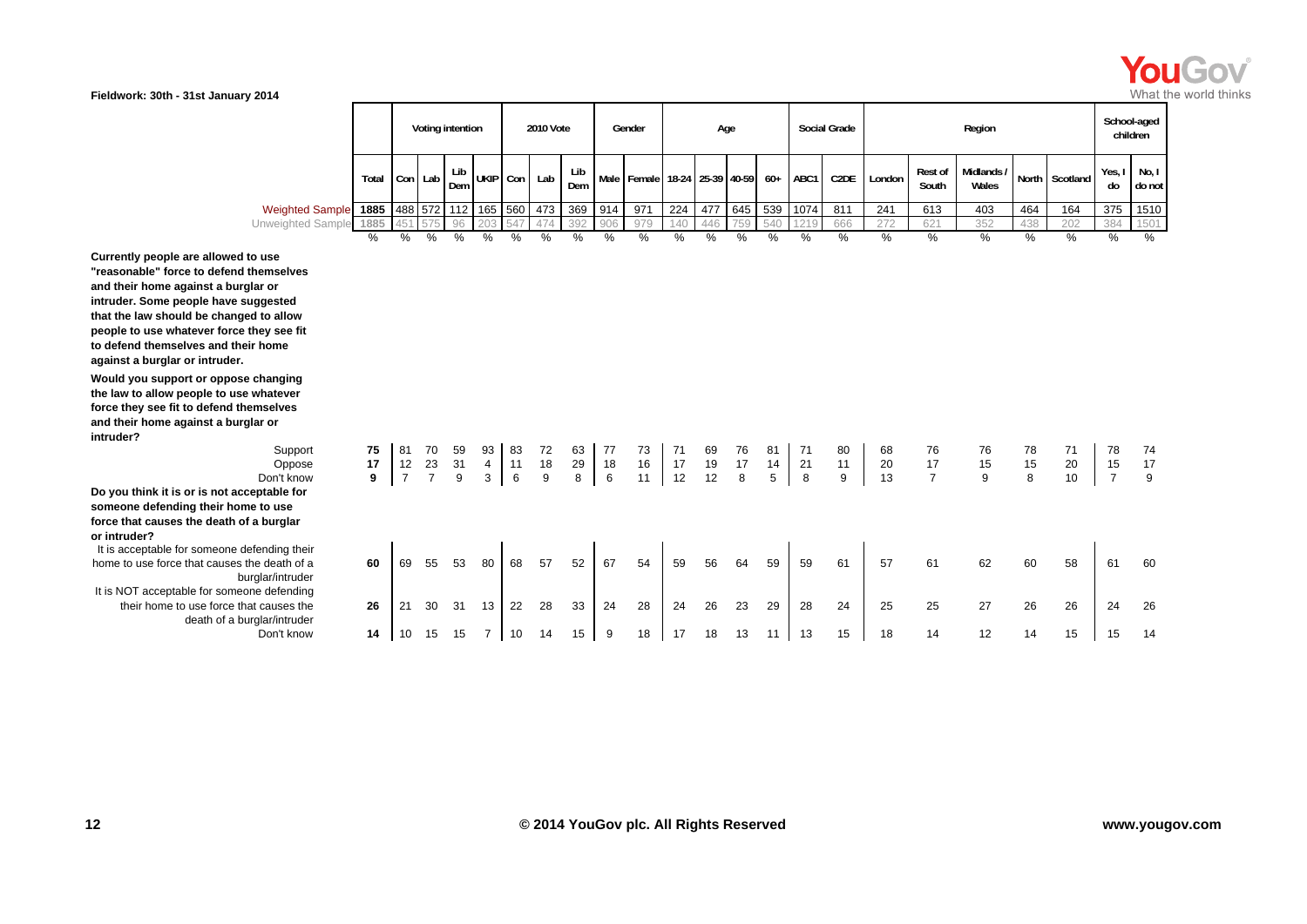Fieldwork: 30th - 31st January 2014

| | Total | Voting intention | | | | 2010 Vote | | | Gender | | Age | | | | Social Grade | | Region | | | | | School-aged children | |
|---|---|---|---|---|---|---|---|---|---|---|---|---|---|---|---|---|---|---|---|---|---|---|---|
| | | Con | Lab | Lib Dem | UKIP | Con | Lab | Lib Dem | Male | Female | 18-24 | 25-39 | 40-59 | 60+ | ABC1 | C2DE | London | Rest of South | Midlands / Wales | North | Scotland | Yes, I do | No, I do not |
| Weighted Sample | 1885 | 488 | 572 | 112 | 165 | 560 | 473 | 369 | 914 | 971 | 224 | 477 | 645 | 539 | 1074 | 811 | 241 | 613 | 403 | 464 | 164 | 375 | 1510 |
| Unweighted Sample | 1885 | 451 | 575 | 96 | 203 | 547 | 474 | 392 | 906 | 979 | 140 | 446 | 759 | 540 | 1219 | 666 | 272 | 621 | 352 | 438 | 202 | 384 | 1501 |
| | % | % | % | % | % | % | % | % | % | % | % | % | % | % | % | % | % | % | % | % | % | % | % |
| **Currently people are allowed to use "reasonable" force to defend themselves and their home against a burglar or intruder. Some people have suggested that the law should be changed to allow people to use whatever force they see fit to defend themselves and their home against a burglar or intruder.** | | | | | | | | | | | | | | | | | | | | | | | |
| **Would you support or oppose changing the law to allow people to use whatever force they see fit to defend themselves and their home against a burglar or intruder?** | | | | | | | | | | | | | | | | | | | | | | | |
| Support | **75** | 81 | 70 | 59 | 93 | 83 | 72 | 63 | 77 | 73 | 71 | 69 | 76 | 81 | 71 | 80 | 68 | 76 | 76 | 78 | 71 | 78 | 74 |
| Oppose | **17** | 12 | 23 | 31 | 4 | 11 | 18 | 29 | 18 | 16 | 17 | 19 | 17 | 14 | 21 | 11 | 20 | 17 | 15 | 15 | 20 | 15 | 17 |
| Don't know | **9** | 7 | 7 | 9 | 3 | 6 | 9 | 8 | 6 | 11 | 12 | 12 | 8 | 5 | 8 | 9 | 13 | 7 | 9 | 8 | 10 | 7 | 9 |
| **Do you think it is or is not acceptable for someone defending their home to use force that causes the death of a burglar or intruder?** | | | | | | | | | | | | | | | | | | | | | | | |
| It is acceptable for someone defending their home to use force that causes the death of a burglar/intruder | **60** | 69 | 55 | 53 | 80 | 68 | 57 | 52 | 67 | 54 | 59 | 56 | 64 | 59 | 59 | 61 | 57 | 61 | 62 | 60 | 58 | 61 | 60 |
| It is NOT acceptable for someone defending their home to use force that causes the death of a burglar/intruder | **26** | 21 | 30 | 31 | 13 | 22 | 28 | 33 | 24 | 28 | 24 | 26 | 23 | 29 | 28 | 24 | 25 | 25 | 27 | 26 | 26 | 24 | 26 |
| Don't know | **14** | 10 | 15 | 15 | 7 | 10 | 14 | 15 | 9 | 18 | 17 | 18 | 13 | 11 | 13 | 15 | 18 | 14 | 12 | 14 | 15 | 15 | 14 |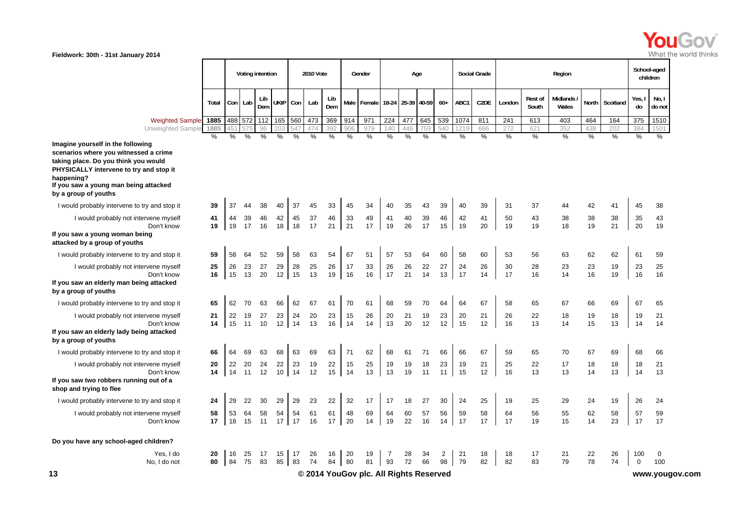Fieldwork: 30th - 31st January 2014

| | Total | Voting intention | | | | 2010 Vote | | | Gender | | Age | | | | Social Grade | | Region | | | | | School-aged children | |
|---|---|---|---|---|---|---|---|---|---|---|---|---|---|---|---|---|---|---|---|---|---|---|---|
| | | Con | Lab | Lib Dem | UKIP | Con | Lab | Lib Dem | Male | Female | 18-24 | 25-39 | 40-59 | 60+ | ABC1 | C2DE | London | Rest of South | Midlands / Wales | North | Scotland | Yes, I do | No, I do not |
| Weighted Sample | 1885 | 488 | 572 | 112 | 165 | 560 | 473 | 369 | 914 | 971 | 224 | 477 | 645 | 539 | 1074 | 811 | 241 | 613 | 403 | 464 | 164 | 375 | 1510 |
| Unweighted Sample | 1885 | 451 | 575 | 96 | 203 | 547 | 474 | 392 | 906 | 979 | 140 | 446 | 759 | 540 | 1219 | 666 | 272 | 621 | 352 | 438 | 202 | 384 | 1501 |
| | % | % | % | % | % | % | % | % | % | % | % | % | % | % | % | % | % | % | % | % | % | % | % |
| **Imagine yourself in the following scenarios where you witnessed a crime taking place. Do you think you would PHYSICALLY intervene to try and stop it happening? If you saw a young man being attacked by a group of youths** | | | | | | | | | | | | | | | | | | | | | | | |
| I would probably intervene to try and stop it | 39 | 37 | 44 | 38 | 40 | 37 | 45 | 33 | 45 | 34 | 40 | 35 | 43 | 39 | 40 | 39 | 31 | 37 | 44 | 42 | 41 | 45 | 38 |
| I would probably not intervene myself | 41 | 44 | 39 | 46 | 42 | 45 | 37 | 46 | 33 | 49 | 41 | 40 | 39 | 46 | 42 | 41 | 50 | 43 | 38 | 38 | 38 | 35 | 43 |
| Don't know | 19 | 19 | 17 | 16 | 18 | 18 | 17 | 21 | 21 | 17 | 19 | 26 | 17 | 15 | 19 | 20 | 19 | 19 | 18 | 19 | 21 | 20 | 19 |
| **If you saw a young woman being attacked by a group of youths** | | | | | | | | | | | | | | | | | | | | | | | |
| I would probably intervene to try and stop it | 59 | 58 | 64 | 52 | 59 | 58 | 63 | 54 | 67 | 51 | 57 | 53 | 64 | 60 | 58 | 60 | 53 | 56 | 63 | 62 | 62 | 61 | 59 |
| I would probably not intervene myself | 25 | 26 | 23 | 27 | 29 | 28 | 25 | 26 | 17 | 33 | 26 | 26 | 22 | 27 | 24 | 26 | 30 | 28 | 23 | 23 | 19 | 23 | 25 |
| Don't know | 16 | 15 | 13 | 20 | 12 | 15 | 13 | 19 | 16 | 16 | 17 | 21 | 14 | 13 | 17 | 14 | 17 | 16 | 14 | 16 | 19 | 16 | 16 |
| **If you saw an elderly man being attacked by a group of youths** | | | | | | | | | | | | | | | | | | | | | | | |
| I would probably intervene to try and stop it | 65 | 62 | 70 | 63 | 66 | 62 | 67 | 61 | 70 | 61 | 68 | 59 | 70 | 64 | 64 | 67 | 58 | 65 | 67 | 66 | 69 | 67 | 65 |
| I would probably not intervene myself | 21 | 22 | 19 | 27 | 23 | 24 | 20 | 23 | 15 | 26 | 20 | 21 | 19 | 23 | 20 | 21 | 26 | 22 | 18 | 19 | 18 | 19 | 21 |
| Don't know | 14 | 15 | 11 | 10 | 12 | 14 | 13 | 16 | 14 | 14 | 13 | 20 | 12 | 12 | 15 | 12 | 16 | 13 | 14 | 15 | 13 | 14 | 14 |
| **If you saw an elderly lady being attacked by a group of youths** | | | | | | | | | | | | | | | | | | | | | | | |
| I would probably intervene to try and stop it | 66 | 64 | 69 | 63 | 68 | 63 | 69 | 63 | 71 | 62 | 68 | 61 | 71 | 66 | 66 | 67 | 59 | 65 | 70 | 67 | 69 | 68 | 66 |
| I would probably not intervene myself | 20 | 22 | 20 | 24 | 22 | 23 | 19 | 22 | 15 | 25 | 19 | 19 | 18 | 23 | 19 | 21 | 25 | 22 | 17 | 18 | 18 | 18 | 21 |
| Don't know | 14 | 14 | 11 | 12 | 10 | 14 | 12 | 15 | 14 | 13 | 13 | 19 | 11 | 11 | 15 | 12 | 16 | 13 | 13 | 14 | 13 | 14 | 13 |
| **If you saw two robbers running out of a shop and trying to flee** | | | | | | | | | | | | | | | | | | | | | | | |
| I would probably intervene to try and stop it | 24 | 29 | 22 | 30 | 29 | 29 | 23 | 22 | 32 | 17 | 17 | 18 | 27 | 30 | 24 | 25 | 19 | 25 | 29 | 24 | 19 | 26 | 24 |
| I would probably not intervene myself | 58 | 53 | 64 | 58 | 54 | 54 | 61 | 61 | 48 | 69 | 64 | 60 | 57 | 56 | 59 | 58 | 64 | 56 | 55 | 62 | 58 | 57 | 59 |
| Don't know | 17 | 18 | 15 | 11 | 17 | 17 | 16 | 17 | 20 | 14 | 19 | 22 | 16 | 14 | 17 | 17 | 17 | 19 | 15 | 14 | 23 | 17 | 17 |
| **Do you have any school-aged children?** | | | | | | | | | | | | | | | | | | | | | | | |
| Yes, I do | 20 | 16 | 25 | 17 | 15 | 17 | 26 | 16 | 20 | 19 | 7 | 28 | 34 | 2 | 21 | 18 | 18 | 17 | 21 | 22 | 26 | 100 | 0 |
| No, I do not | 80 | 84 | 75 | 83 | 85 | 83 | 74 | 84 | 80 | 81 | 93 | 72 | 66 | 98 | 79 | 82 | 82 | 83 | 79 | 78 | 74 | 0 | 100 |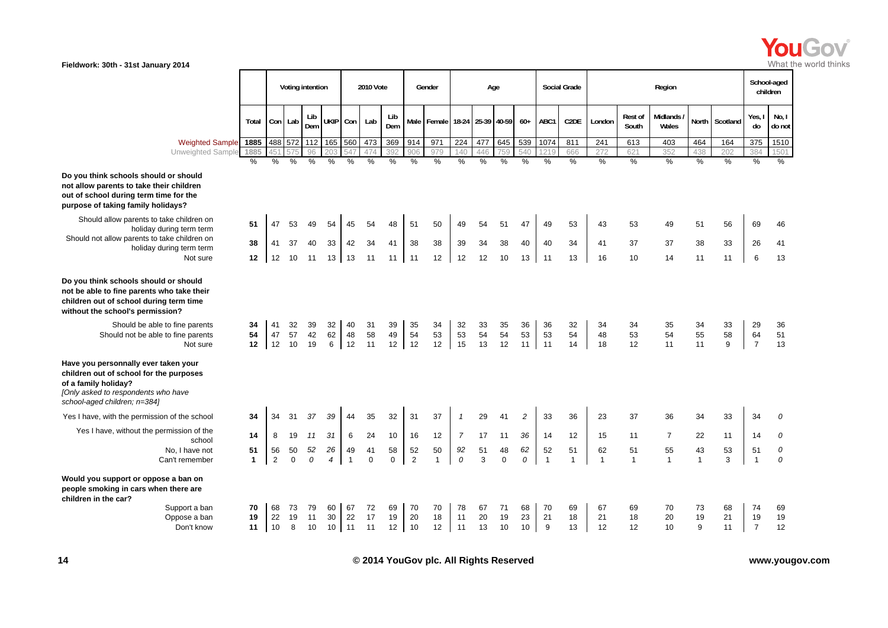Fieldwork: 30th - 31st January 2014

| | Total | Voting intention | | | | 2010 Vote | | | Gender | | Age | | | | Social Grade | | Region | | | | | School-aged children | |
|---|---|---|---|---|---|---|---|---|---|---|---|---|---|---|---|---|---|---|---|---|---|---|---|
| | | Con | Lab | Lib Dem | UKIP | Con | Lab | Lib Dem | Male | Female | 18-24 | 25-39 | 40-59 | 60+ | ABC1 | C2DE | London | Rest of South | Midlands / Wales | North | Scotland | Yes, I do | No, I do not |
| Weighted Sample | 1885 | 488 | 572 | 112 | 165 | 560 | 473 | 369 | 914 | 971 | 224 | 477 | 645 | 539 | 1074 | 811 | 241 | 613 | 403 | 464 | 164 | 375 | 1510 |
| Unweighted Sample | 1885 | 451 | 575 | 96 | 203 | 547 | 474 | 392 | 906 | 979 | 140 | 446 | 759 | 540 | 1219 | 666 | 272 | 621 | 352 | 438 | 202 | 384 | 1501 |
| | % | % | % | % | % | % | % | % | % | % | % | % | % | % | % | % | % | % | % | % | % | % | % |
| **Do you think schools should or should not allow parents to take their children out of school during term time for the purpose of taking family holidays?** | | | | | | | | | | | | | | | | | | | | | | | |
| Should allow parents to take children on holiday during term term | 51 | 47 | 53 | 49 | 54 | 45 | 54 | 48 | 51 | 50 | 49 | 54 | 51 | 47 | 49 | 53 | 43 | 53 | 49 | 51 | 56 | 69 | 46 |
| Should not allow parents to take children on holiday during term term | 38 | 41 | 37 | 40 | 33 | 42 | 34 | 41 | 38 | 38 | 39 | 34 | 38 | 40 | 40 | 34 | 41 | 37 | 37 | 38 | 33 | 26 | 41 |
| Not sure | 12 | 12 | 10 | 11 | 13 | 13 | 11 | 11 | 11 | 12 | 12 | 12 | 10 | 13 | 11 | 13 | 16 | 10 | 14 | 11 | 11 | 6 | 13 |
| **Do you think schools should or should not be able to fine parents who take their children out of school during term time without the school's permission?** | | | | | | | | | | | | | | | | | | | | | | | |
| Should be able to fine parents | 34 | 41 | 32 | 39 | 32 | 40 | 31 | 39 | 35 | 34 | 32 | 33 | 35 | 36 | 36 | 32 | 34 | 34 | 35 | 34 | 33 | 29 | 36 |
| Should not be able to fine parents | 54 | 47 | 57 | 42 | 62 | 48 | 58 | 49 | 54 | 53 | 53 | 54 | 54 | 53 | 53 | 54 | 48 | 53 | 54 | 55 | 58 | 64 | 51 |
| Not sure | 12 | 12 | 10 | 19 | 6 | 12 | 11 | 12 | 12 | 12 | 15 | 13 | 12 | 11 | 11 | 14 | 18 | 12 | 11 | 11 | 9 | 7 | 13 |
| **Have you personnally ever taken your children out of school for the purposes of a family holiday?** *[Only asked to respondents who have school-aged children; n=384]* | | | | | | | | | | | | | | | | | | | | | | | |
| Yes I have, with the permission of the school | 34 | 34 | 31 | *37* | *39* | 44 | 35 | 32 | 31 | 37 | *1* | 29 | 41 | *2* | 33 | 36 | 23 | 37 | 36 | 34 | 33 | 34 | *0* |
| Yes I have, without the permission of the school | 14 | 8 | 19 | *11* | *31* | 6 | 24 | 10 | 16 | 12 | *7* | 17 | 11 | *36* | 14 | 12 | 15 | 11 | 7 | 22 | 11 | 14 | *0* |
| No, I have not | 51 | 56 | 50 | *52* | *26* | 49 | 41 | 58 | 52 | 50 | *92* | 51 | 48 | *62* | 52 | 51 | 62 | 51 | 55 | 43 | 53 | 51 | *0* |
| Can't remember | 1 | 2 | 0 | *0* | *4* | 1 | 0 | 0 | 2 | 1 | *0* | 3 | 0 | *0* | 1 | 1 | 1 | 1 | 1 | 1 | 3 | 1 | *0* |
| **Would you support or oppose a ban on people smoking in cars when there are children in the car?** | | | | | | | | | | | | | | | | | | | | | | | |
| Support a ban | 70 | 68 | 73 | 79 | 60 | 67 | 72 | 69 | 70 | 70 | 78 | 67 | 71 | 68 | 70 | 69 | 67 | 69 | 70 | 73 | 68 | 74 | 69 |
| Oppose a ban | 19 | 22 | 19 | 11 | 30 | 22 | 17 | 19 | 20 | 18 | 11 | 20 | 19 | 23 | 21 | 18 | 21 | 18 | 20 | 19 | 21 | 19 | 19 |
| Don't know | 11 | 10 | 8 | 10 | 10 | 11 | 11 | 12 | 10 | 12 | 11 | 13 | 10 | 10 | 9 | 13 | 12 | 12 | 10 | 9 | 11 | 7 | 12 |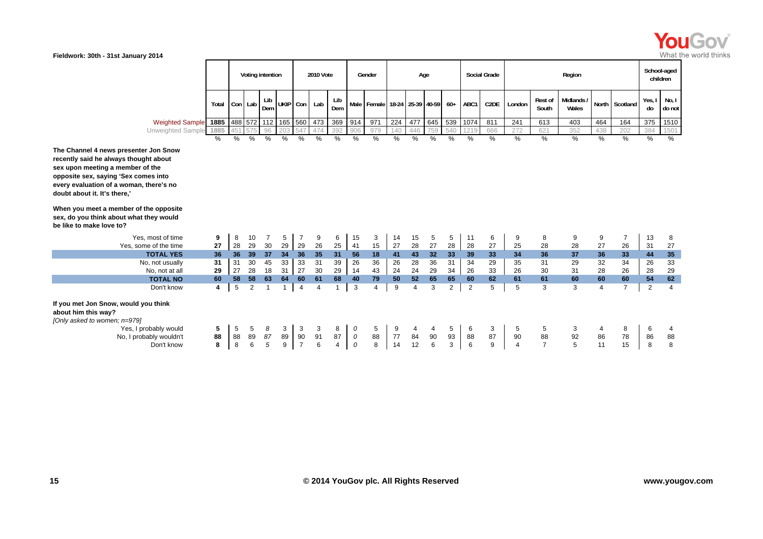Fieldwork: 30th - 31st January 2014

| | Total | Voting intention | | | | 2010 Vote | | | Gender | | Age | | | | Social Grade | | Region | | | | | School-aged children | |
|---|---|---|---|---|---|---|---|---|---|---|---|---|---|---|---|---|---|---|---|---|---|---|---|
| | | Con | Lab | Lib Dem | UKIP | Con | Lab | Lib Dem | Male | Female | 18-24 | 25-39 | 40-59 | 60+ | ABC1 | C2DE | London | Rest of South | Midlands / Wales | North | Scotland | Yes, I do | No, I do not |
| Weighted Sample | 1885 | 488 | 572 | 112 | 165 | 560 | 473 | 369 | 914 | 971 | 224 | 477 | 645 | 539 | 1074 | 811 | 241 | 613 | 403 | 464 | 164 | 375 | 1510 |
| Unweighted Sample | 1885 | 451 | 575 | 96 | 203 | 547 | 474 | 392 | 906 | 979 | 140 | 446 | 759 | 540 | 1219 | 666 | 272 | 621 | 352 | 438 | 202 | 384 | 1501 |
| | % | % | % | % | % | % | % | % | % | % | % | % | % | % | % | % | % | % | % | % | % | % | % |
| **The Channel 4 news presenter Jon Snow recently said he always thought about sex upon meeting a member of the opposite sex, saying 'Sex comes into every evaluation of a woman, there's no doubt about it. It's there,'** | | | | | | | | | | | | | | | | | | | | | | | |
| **When you meet a member of the opposite sex, do you think about what they would be like to make love to?** | | | | | | | | | | | | | | | | | | | | | | | |
| Yes, most of time | 9 | 8 | 10 | 7 | 5 | 7 | 9 | 6 | 15 | 3 | 14 | 15 | 5 | 5 | 11 | 6 | 9 | 8 | 9 | 9 | 7 | 13 | 8 |
| Yes, some of the time | 27 | 28 | 29 | 30 | 29 | 29 | 26 | 25 | 41 | 15 | 27 | 28 | 27 | 28 | 28 | 27 | 25 | 28 | 28 | 27 | 26 | 31 | 27 |
| **TOTAL YES** | **36** | **36** | **39** | **37** | **34** | **36** | **35** | **31** | **56** | **18** | **41** | **43** | **32** | **33** | **39** | **33** | **34** | **36** | **37** | **36** | **33** | **44** | **35** |
| No, not usually | 31 | 31 | 30 | 45 | 33 | 33 | 31 | 39 | 26 | 36 | 26 | 28 | 36 | 31 | 34 | 29 | 35 | 31 | 29 | 32 | 34 | 26 | 33 |
| No, not at all | 29 | 27 | 28 | 18 | 31 | 27 | 30 | 29 | 14 | 43 | 24 | 24 | 29 | 34 | 26 | 33 | 26 | 30 | 31 | 28 | 26 | 28 | 29 |
| **TOTAL NO** | **60** | **58** | **58** | **63** | **64** | **60** | **61** | **68** | **40** | **79** | **50** | **52** | **65** | **65** | **60** | **62** | **61** | **61** | **60** | **60** | **60** | **54** | **62** |
| Don't know | 4 | 5 | 2 | 1 | 1 | 4 | 4 | 1 | 3 | 4 | 9 | 4 | 3 | 2 | 2 | 5 | 5 | 3 | 3 | 4 | 7 | 2 | 4 |
| **If you met Jon Snow, would you think about him this way?** *[Only asked to women; n=979]* | | | | | | | | | | | | | | | | | | | | | | | |
| Yes, I probably would | 5 | 5 | 5 | *8* | 3 | 3 | 3 | 8 | *0* | 5 | 9 | 4 | 4 | 5 | 6 | 3 | 5 | 5 | 3 | 4 | 8 | 6 | 4 |
| No, I probably wouldn't | 88 | 88 | 89 | *87* | 89 | 90 | 91 | 87 | *0* | 88 | 77 | 84 | 90 | 93 | 88 | 87 | 90 | 88 | 92 | 86 | 78 | 86 | 88 |
| Don't know | 8 | 8 | 6 | *5* | 9 | 7 | 6 | 4 | *0* | 8 | 14 | 12 | 6 | 3 | 6 | 9 | 4 | 7 | 5 | 11 | 15 | 8 | 8 |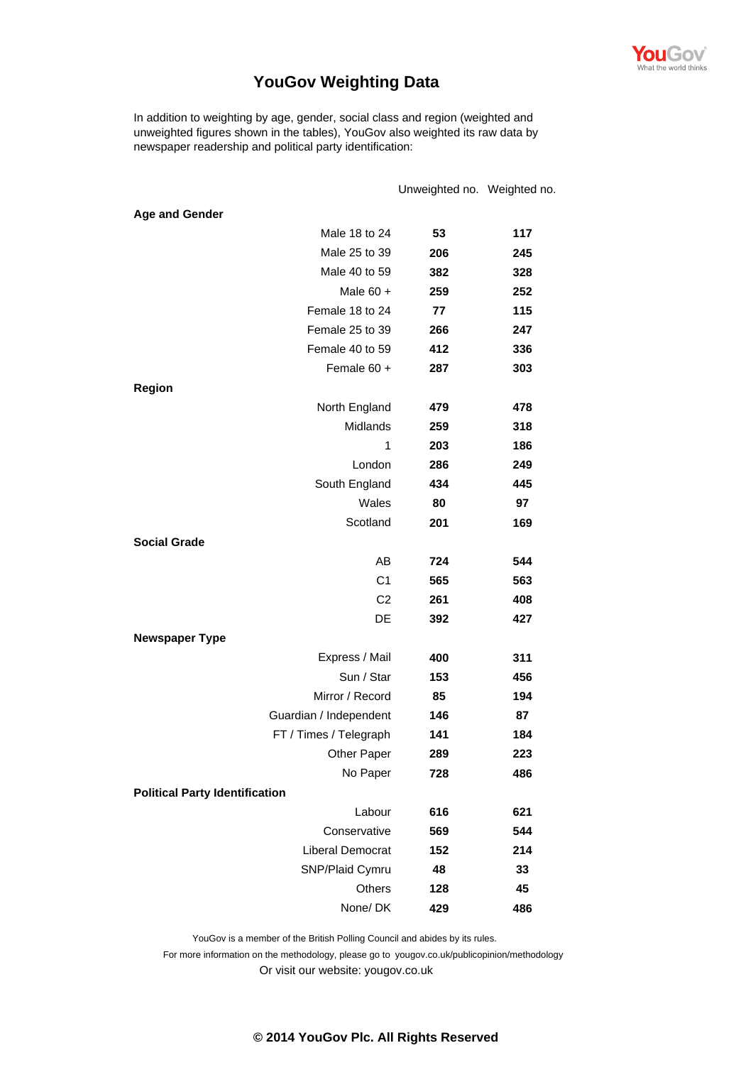# YouGov Weighting Data

In addition to weighting by age, gender, social class and region (weighted and unweighted figures shown in the tables), YouGov also weighted its raw data by newspaper readership and political party identification:

| | | Unweighted no. | Weighted no. |
|---|---|---|---|
| **Age and Gender** | | | |
| | Male 18 to 24 | **53** | **117** |
| | Male 25 to 39 | **206** | **245** |
| | Male 40 to 59 | **382** | **328** |
| | Male 60 + | **259** | **252** |
| | Female 18 to 24 | **77** | **115** |
| | Female 25 to 39 | **266** | **247** |
| | Female 40 to 59 | **412** | **336** |
| | Female 60 + | **287** | **303** |
| **Region** | | | |
| | North England | **479** | **478** |
| | Midlands | **259** | **318** |
| | 1 | **203** | **186** |
| | London | **286** | **249** |
| | South England | **434** | **445** |
| | Wales | **80** | **97** |
| | Scotland | **201** | **169** |
| **Social Grade** | | | |
| | AB | **724** | **544** |
| | C1 | **565** | **563** |
| | C2 | **261** | **408** |
| | DE | **392** | **427** |
| **Newspaper Type** | | | |
| | Express / Mail | **400** | **311** |
| | Sun / Star | **153** | **456** |
| | Mirror / Record | **85** | **194** |
| | Guardian / Independent | **146** | **87** |
| | FT / Times / Telegraph | **141** | **184** |
| | Other Paper | **289** | **223** |
| | No Paper | **728** | **486** |
| **Political Party Identification** | | | |
| | Labour | **616** | **621** |
| | Conservative | **569** | **544** |
| | Liberal Democrat | **152** | **214** |
| | SNP/Plaid Cymru | **48** | **33** |
| | Others | **128** | **45** |
| | None/ DK | **429** | **486** |

YouGov is a member of the British Polling Council and abides by its rules.

For more information on the methodology, please go to yougov.co.uk/publicopinion/methodology

Or visit our website: yougov.co.uk

**© 2014 YouGov Plc. All Rights Reserved**